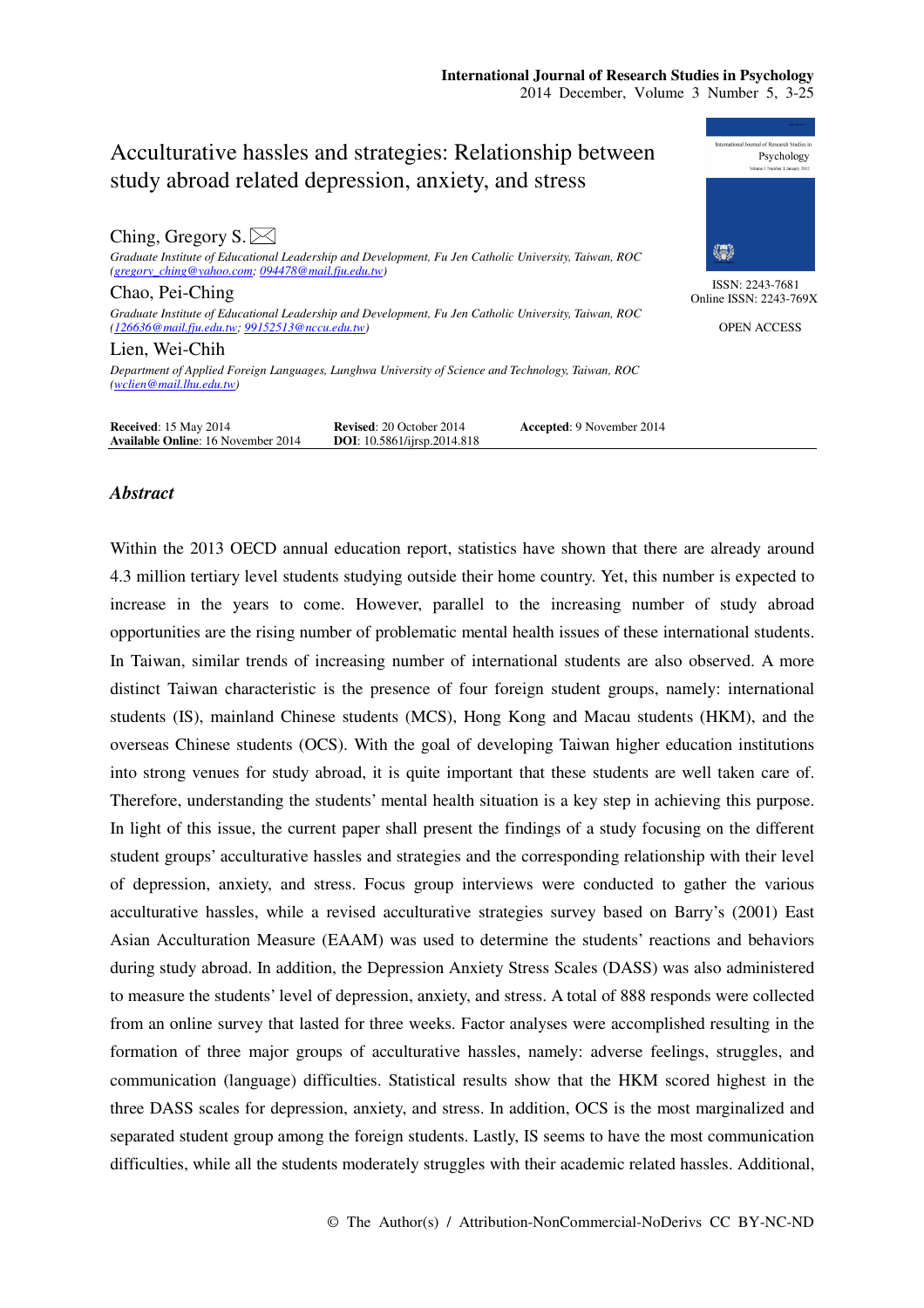# Acculturative hassles and strategies: Relationship between study abroad related depression, anxiety, and stress

ISSN: 2243-7681
Online ISSN: 2243-769X

OPEN ACCESS

**Ching, Gregory S.**
*Graduate Institute of Educational Leadership and Development, Fu Jen Catholic University, Taiwan, ROC (gregory_ching@yahoo.com; 094478@mail.fju.edu.tw)*

**Chao, Pei-Ching**
*Graduate Institute of Educational Leadership and Development, Fu Jen Catholic University, Taiwan, ROC (126636@mail.fju.edu.tw; 99152513@nccu.edu.tw)*

**Lien, Wei-Chih**
*Department of Applied Foreign Languages, Lunghwa University of Science and Technology, Taiwan, ROC (wclien@mail.lhu.edu.tw)*

**Received**: 15 May 2014 **Revised**: 20 October 2014 **Accepted**: 9 November 2014
**Available Online**: 16 November 2014 **DOI**: 10.5861/ijrsp.2014.818

## *Abstract*

Within the 2013 OECD annual education report, statistics have shown that there are already around 4.3 million tertiary level students studying outside their home country. Yet, this number is expected to increase in the years to come. However, parallel to the increasing number of study abroad opportunities are the rising number of problematic mental health issues of these international students. In Taiwan, similar trends of increasing number of international students are also observed. A more distinct Taiwan characteristic is the presence of four foreign student groups, namely: international students (IS), mainland Chinese students (MCS), Hong Kong and Macau students (HKM), and the overseas Chinese students (OCS). With the goal of developing Taiwan higher education institutions into strong venues for study abroad, it is quite important that these students are well taken care of. Therefore, understanding the students' mental health situation is a key step in achieving this purpose. In light of this issue, the current paper shall present the findings of a study focusing on the different student groups' acculturative hassles and strategies and the corresponding relationship with their level of depression, anxiety, and stress. Focus group interviews were conducted to gather the various acculturative hassles, while a revised acculturative strategies survey based on Barry's (2001) East Asian Acculturation Measure (EAAM) was used to determine the students' reactions and behaviors during study abroad. In addition, the Depression Anxiety Stress Scales (DASS) was also administered to measure the students' level of depression, anxiety, and stress. A total of 888 responds were collected from an online survey that lasted for three weeks. Factor analyses were accomplished resulting in the formation of three major groups of acculturative hassles, namely: adverse feelings, struggles, and communication (language) difficulties. Statistical results show that the HKM scored highest in the three DASS scales for depression, anxiety, and stress. In addition, OCS is the most marginalized and separated student group among the foreign students. Lastly, IS seems to have the most communication difficulties, while all the students moderately struggles with their academic related hassles. Additional,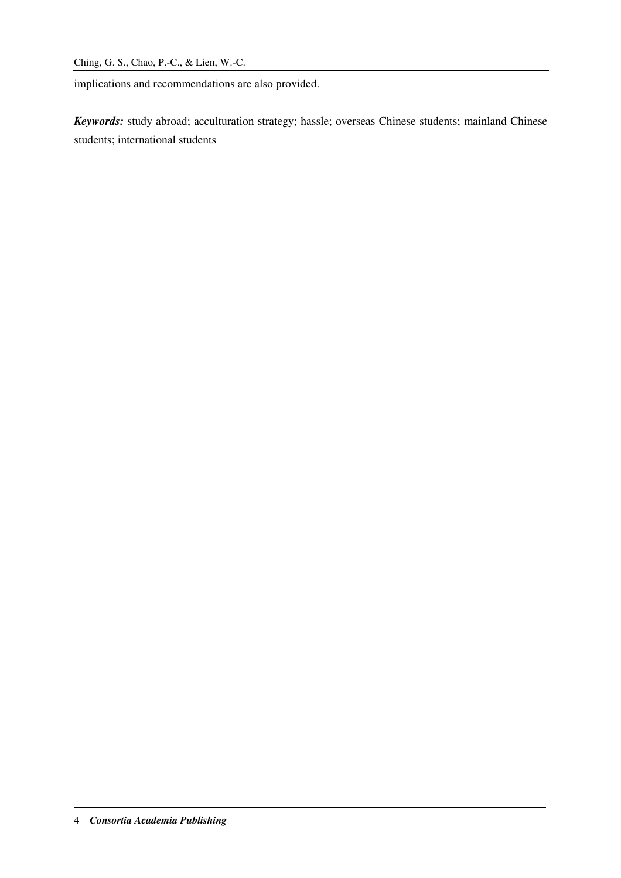implications and recommendations are also provided.

***Keywords:*** study abroad; acculturation strategy; hassle; overseas Chinese students; mainland Chinese students; international students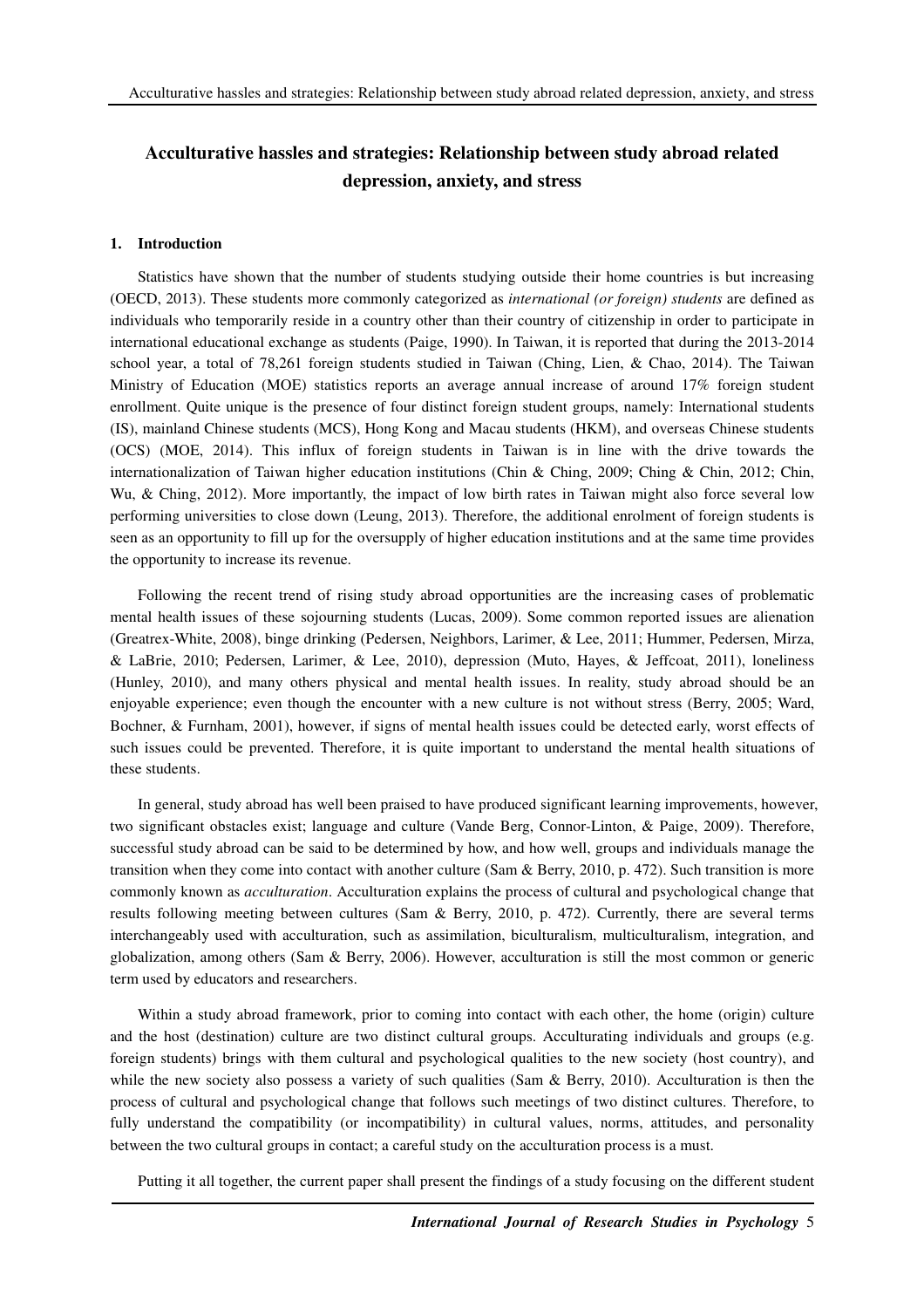# Acculturative hassles and strategies: Relationship between study abroad related depression, anxiety, and stress

## 1. Introduction

Statistics have shown that the number of students studying outside their home countries is but increasing (OECD, 2013). These students more commonly categorized as *international (or foreign) students* are defined as individuals who temporarily reside in a country other than their country of citizenship in order to participate in international educational exchange as students (Paige, 1990). In Taiwan, it is reported that during the 2013-2014 school year, a total of 78,261 foreign students studied in Taiwan (Ching, Lien, & Chao, 2014). The Taiwan Ministry of Education (MOE) statistics reports an average annual increase of around 17% foreign student enrollment. Quite unique is the presence of four distinct foreign student groups, namely: International students (IS), mainland Chinese students (MCS), Hong Kong and Macau students (HKM), and overseas Chinese students (OCS) (MOE, 2014). This influx of foreign students in Taiwan is in line with the drive towards the internationalization of Taiwan higher education institutions (Chin & Ching, 2009; Ching & Chin, 2012; Chin, Wu, & Ching, 2012). More importantly, the impact of low birth rates in Taiwan might also force several low performing universities to close down (Leung, 2013). Therefore, the additional enrolment of foreign students is seen as an opportunity to fill up for the oversupply of higher education institutions and at the same time provides the opportunity to increase its revenue.

Following the recent trend of rising study abroad opportunities are the increasing cases of problematic mental health issues of these sojourning students (Lucas, 2009). Some common reported issues are alienation (Greatrex-White, 2008), binge drinking (Pedersen, Neighbors, Larimer, & Lee, 2011; Hummer, Pedersen, Mirza, & LaBrie, 2010; Pedersen, Larimer, & Lee, 2010), depression (Muto, Hayes, & Jeffcoat, 2011), loneliness (Hunley, 2010), and many others physical and mental health issues. In reality, study abroad should be an enjoyable experience; even though the encounter with a new culture is not without stress (Berry, 2005; Ward, Bochner, & Furnham, 2001), however, if signs of mental health issues could be detected early, worst effects of such issues could be prevented. Therefore, it is quite important to understand the mental health situations of these students.

In general, study abroad has well been praised to have produced significant learning improvements, however, two significant obstacles exist; language and culture (Vande Berg, Connor-Linton, & Paige, 2009). Therefore, successful study abroad can be said to be determined by how, and how well, groups and individuals manage the transition when they come into contact with another culture (Sam & Berry, 2010, p. 472). Such transition is more commonly known as *acculturation*. Acculturation explains the process of cultural and psychological change that results following meeting between cultures (Sam & Berry, 2010, p. 472). Currently, there are several terms interchangeably used with acculturation, such as assimilation, biculturalism, multiculturalism, integration, and globalization, among others (Sam & Berry, 2006). However, acculturation is still the most common or generic term used by educators and researchers.

Within a study abroad framework, prior to coming into contact with each other, the home (origin) culture and the host (destination) culture are two distinct cultural groups. Acculturating individuals and groups (e.g. foreign students) brings with them cultural and psychological qualities to the new society (host country), and while the new society also possess a variety of such qualities (Sam & Berry, 2010). Acculturation is then the process of cultural and psychological change that follows such meetings of two distinct cultures. Therefore, to fully understand the compatibility (or incompatibility) in cultural values, norms, attitudes, and personality between the two cultural groups in contact; a careful study on the acculturation process is a must.

Putting it all together, the current paper shall present the findings of a study focusing on the different student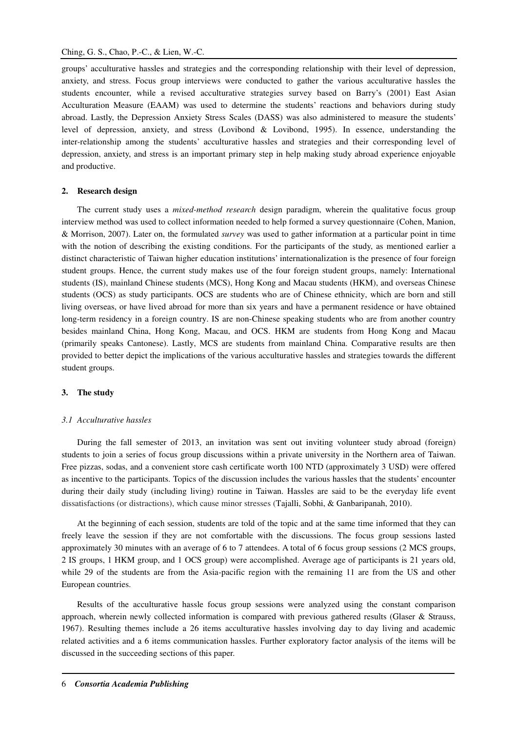groups' acculturative hassles and strategies and the corresponding relationship with their level of depression, anxiety, and stress. Focus group interviews were conducted to gather the various acculturative hassles the students encounter, while a revised acculturative strategies survey based on Barry's (2001) East Asian Acculturation Measure (EAAM) was used to determine the students' reactions and behaviors during study abroad. Lastly, the Depression Anxiety Stress Scales (DASS) was also administered to measure the students' level of depression, anxiety, and stress (Lovibond & Lovibond, 1995). In essence, understanding the inter-relationship among the students' acculturative hassles and strategies and their corresponding level of depression, anxiety, and stress is an important primary step in help making study abroad experience enjoyable and productive.

## 2. Research design

The current study uses a *mixed-method research* design paradigm, wherein the qualitative focus group interview method was used to collect information needed to help formed a survey questionnaire (Cohen, Manion, & Morrison, 2007). Later on, the formulated *survey* was used to gather information at a particular point in time with the notion of describing the existing conditions. For the participants of the study, as mentioned earlier a distinct characteristic of Taiwan higher education institutions' internationalization is the presence of four foreign student groups. Hence, the current study makes use of the four foreign student groups, namely: International students (IS), mainland Chinese students (MCS), Hong Kong and Macau students (HKM), and overseas Chinese students (OCS) as study participants. OCS are students who are of Chinese ethnicity, which are born and still living overseas, or have lived abroad for more than six years and have a permanent residence or have obtained long-term residency in a foreign country. IS are non-Chinese speaking students who are from another country besides mainland China, Hong Kong, Macau, and OCS. HKM are students from Hong Kong and Macau (primarily speaks Cantonese). Lastly, MCS are students from mainland China. Comparative results are then provided to better depict the implications of the various acculturative hassles and strategies towards the different student groups.

## 3. The study

### *3.1 Acculturative hassles*

During the fall semester of 2013, an invitation was sent out inviting volunteer study abroad (foreign) students to join a series of focus group discussions within a private university in the Northern area of Taiwan. Free pizzas, sodas, and a convenient store cash certificate worth 100 NTD (approximately 3 USD) were offered as incentive to the participants. Topics of the discussion includes the various hassles that the students' encounter during their daily study (including living) routine in Taiwan. Hassles are said to be the everyday life event dissatisfactions (or distractions), which cause minor stresses (Tajalli, Sobhi, & Ganbaripanah, 2010).

At the beginning of each session, students are told of the topic and at the same time informed that they can freely leave the session if they are not comfortable with the discussions. The focus group sessions lasted approximately 30 minutes with an average of 6 to 7 attendees. A total of 6 focus group sessions (2 MCS groups, 2 IS groups, 1 HKM group, and 1 OCS group) were accomplished. Average age of participants is 21 years old, while 29 of the students are from the Asia-pacific region with the remaining 11 are from the US and other European countries.

Results of the acculturative hassle focus group sessions were analyzed using the constant comparison approach, wherein newly collected information is compared with previous gathered results (Glaser & Strauss, 1967). Resulting themes include a 26 items acculturative hassles involving day to day living and academic related activities and a 6 items communication hassles. Further exploratory factor analysis of the items will be discussed in the succeeding sections of this paper.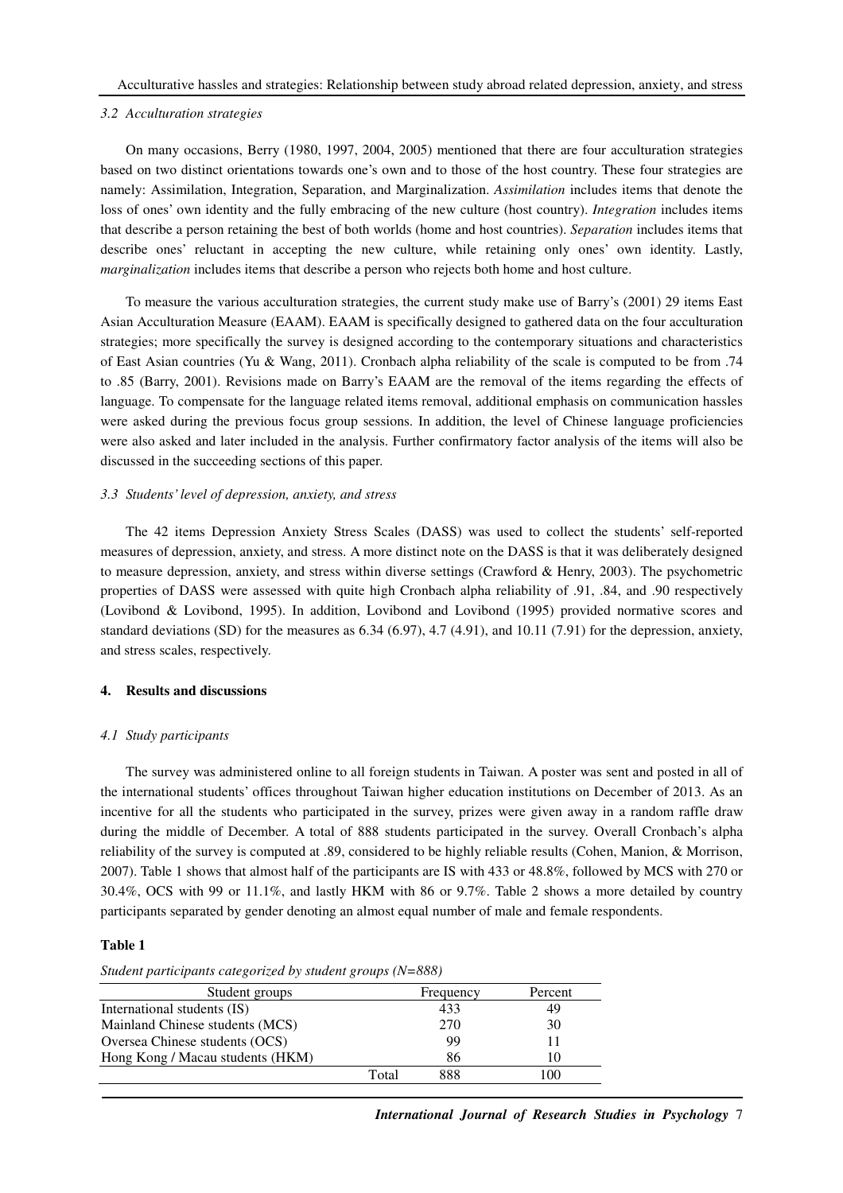### 3.2 Acculturation strategies

On many occasions, Berry (1980, 1997, 2004, 2005) mentioned that there are four acculturation strategies based on two distinct orientations towards one's own and to those of the host country. These four strategies are namely: Assimilation, Integration, Separation, and Marginalization. *Assimilation* includes items that denote the loss of ones' own identity and the fully embracing of the new culture (host country). *Integration* includes items that describe a person retaining the best of both worlds (home and host countries). *Separation* includes items that describe ones' reluctant in accepting the new culture, while retaining only ones' own identity. Lastly, *marginalization* includes items that describe a person who rejects both home and host culture.

To measure the various acculturation strategies, the current study make use of Barry's (2001) 29 items East Asian Acculturation Measure (EAAM). EAAM is specifically designed to gathered data on the four acculturation strategies; more specifically the survey is designed according to the contemporary situations and characteristics of East Asian countries (Yu & Wang, 2011). Cronbach alpha reliability of the scale is computed to be from .74 to .85 (Barry, 2001). Revisions made on Barry's EAAM are the removal of the items regarding the effects of language. To compensate for the language related items removal, additional emphasis on communication hassles were asked during the previous focus group sessions. In addition, the level of Chinese language proficiencies were also asked and later included in the analysis. Further confirmatory factor analysis of the items will also be discussed in the succeeding sections of this paper.

### 3.3 Students' level of depression, anxiety, and stress

The 42 items Depression Anxiety Stress Scales (DASS) was used to collect the students' self-reported measures of depression, anxiety, and stress. A more distinct note on the DASS is that it was deliberately designed to measure depression, anxiety, and stress within diverse settings (Crawford & Henry, 2003). The psychometric properties of DASS were assessed with quite high Cronbach alpha reliability of .91, .84, and .90 respectively (Lovibond & Lovibond, 1995). In addition, Lovibond and Lovibond (1995) provided normative scores and standard deviations (SD) for the measures as 6.34 (6.97), 4.7 (4.91), and 10.11 (7.91) for the depression, anxiety, and stress scales, respectively.

## 4. Results and discussions

### 4.1 Study participants

The survey was administered online to all foreign students in Taiwan. A poster was sent and posted in all of the international students' offices throughout Taiwan higher education institutions on December of 2013. As an incentive for all the students who participated in the survey, prizes were given away in a random raffle draw during the middle of December. A total of 888 students participated in the survey. Overall Cronbach's alpha reliability of the survey is computed at .89, considered to be highly reliable results (Cohen, Manion, & Morrison, 2007). Table 1 shows that almost half of the participants are IS with 433 or 48.8%, followed by MCS with 270 or 30.4%, OCS with 99 or 11.1%, and lastly HKM with 86 or 9.7%. Table 2 shows a more detailed by country participants separated by gender denoting an almost equal number of male and female respondents.

**Table 1**

*Student participants categorized by student groups (N=888)*

| Student groups | | Frequency | Percent |
|---|---|---|---|
| International students (IS) | | 433 | 49 |
| Mainland Chinese students (MCS) | | 270 | 30 |
| Oversea Chinese students (OCS) | | 99 | 11 |
| Hong Kong / Macau students (HKM) | | 86 | 10 |
| | Total | 888 | 100 |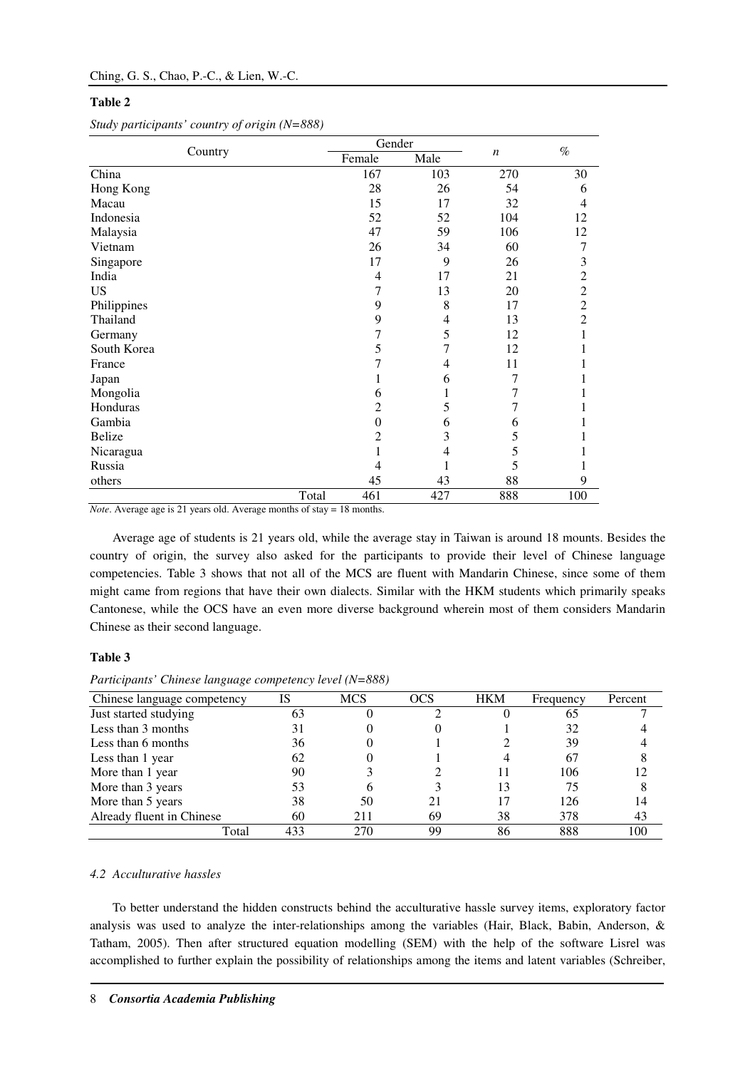**Table 2**

*Study participants' country of origin (N=888)*

| Country | Gender | | *n* | % |
|---|---|---|---|---|
| | Female | Male | | |
| China | 167 | 103 | 270 | 30 |
| Hong Kong | 28 | 26 | 54 | 6 |
| Macau | 15 | 17 | 32 | 4 |
| Indonesia | 52 | 52 | 104 | 12 |
| Malaysia | 47 | 59 | 106 | 12 |
| Vietnam | 26 | 34 | 60 | 7 |
| Singapore | 17 | 9 | 26 | 3 |
| India | 4 | 17 | 21 | 2 |
| US | 7 | 13 | 20 | 2 |
| Philippines | 9 | 8 | 17 | 2 |
| Thailand | 9 | 4 | 13 | 2 |
| Germany | 7 | 5 | 12 | 1 |
| South Korea | 5 | 7 | 12 | 1 |
| France | 7 | 4 | 11 | 1 |
| Japan | 1 | 6 | 7 | 1 |
| Mongolia | 6 | 1 | 7 | 1 |
| Honduras | 2 | 5 | 7 | 1 |
| Gambia | 0 | 6 | 6 | 1 |
| Belize | 2 | 3 | 5 | 1 |
| Nicaragua | 1 | 4 | 5 | 1 |
| Russia | 4 | 1 | 5 | 1 |
| others | 45 | 43 | 88 | 9 |
| Total | 461 | 427 | 888 | 100 |

*Note*. Average age is 21 years old. Average months of stay = 18 months.

Average age of students is 21 years old, while the average stay in Taiwan is around 18 mounts. Besides the country of origin, the survey also asked for the participants to provide their level of Chinese language competencies. Table 3 shows that not all of the MCS are fluent with Mandarin Chinese, since some of them might came from regions that have their own dialects. Similar with the HKM students which primarily speaks Cantonese, while the OCS have an even more diverse background wherein most of them considers Mandarin Chinese as their second language.

**Table 3**

*Participants' Chinese language competency level (N=888)*

| Chinese language competency | IS | MCS | OCS | HKM | Frequency | Percent |
|---|---|---|---|---|---|---|
| Just started studying | 63 | 0 | 2 | 0 | 65 | 7 |
| Less than 3 months | 31 | 0 | 0 | 1 | 32 | 4 |
| Less than 6 months | 36 | 0 | 1 | 2 | 39 | 4 |
| Less than 1 year | 62 | 0 | 1 | 4 | 67 | 8 |
| More than 1 year | 90 | 3 | 2 | 11 | 106 | 12 |
| More than 3 years | 53 | 6 | 3 | 13 | 75 | 8 |
| More than 5 years | 38 | 50 | 21 | 17 | 126 | 14 |
| Already fluent in Chinese | 60 | 211 | 69 | 38 | 378 | 43 |
| Total | 433 | 270 | 99 | 86 | 888 | 100 |

### *4.2 Acculturative hassles*

To better understand the hidden constructs behind the acculturative hassle survey items, exploratory factor analysis was used to analyze the inter-relationships among the variables (Hair, Black, Babin, Anderson, & Tatham, 2005). Then after structured equation modelling (SEM) with the help of the software Lisrel was accomplished to further explain the possibility of relationships among the items and latent variables (Schreiber,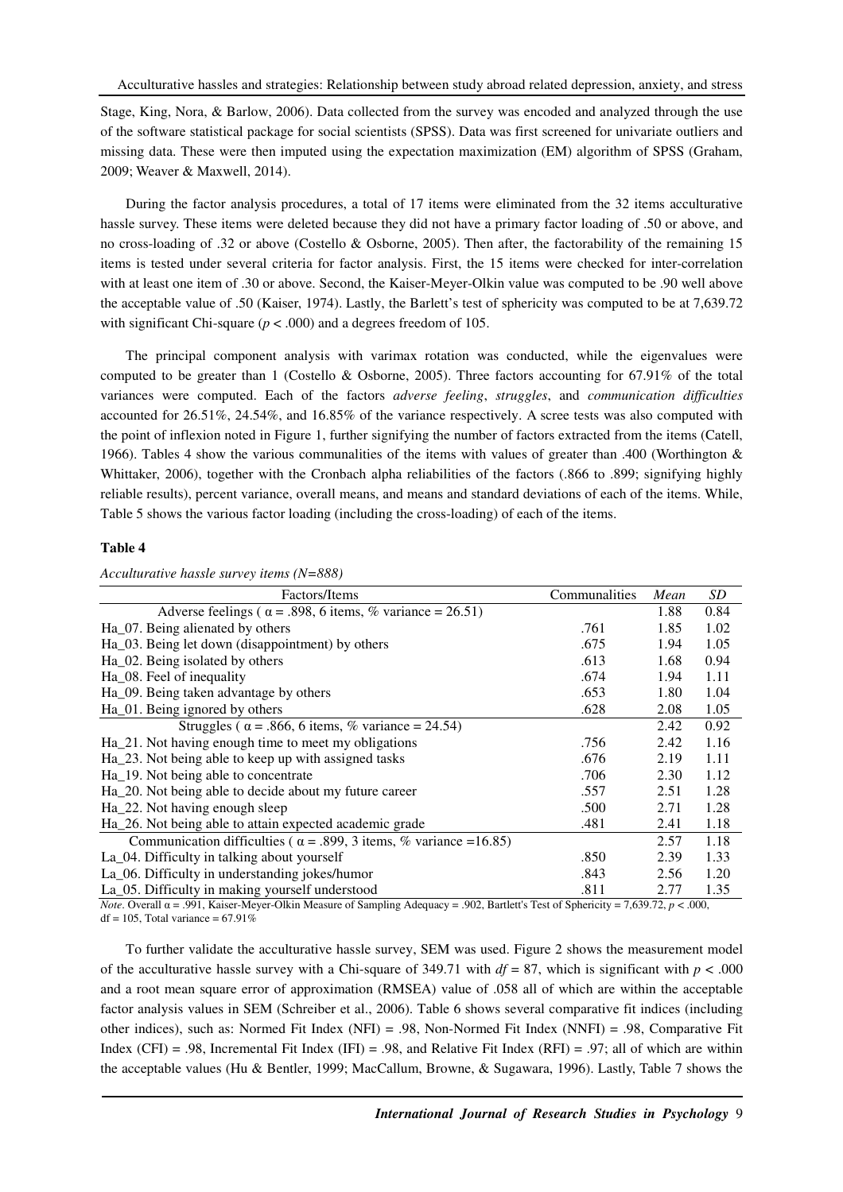Stage, King, Nora, & Barlow, 2006). Data collected from the survey was encoded and analyzed through the use of the software statistical package for social scientists (SPSS). Data was first screened for univariate outliers and missing data. These were then imputed using the expectation maximization (EM) algorithm of SPSS (Graham, 2009; Weaver & Maxwell, 2014).

During the factor analysis procedures, a total of 17 items were eliminated from the 32 items acculturative hassle survey. These items were deleted because they did not have a primary factor loading of .50 or above, and no cross-loading of .32 or above (Costello & Osborne, 2005). Then after, the factorability of the remaining 15 items is tested under several criteria for factor analysis. First, the 15 items were checked for inter-correlation with at least one item of .30 or above. Second, the Kaiser-Meyer-Olkin value was computed to be .90 well above the acceptable value of .50 (Kaiser, 1974). Lastly, the Barlett's test of sphericity was computed to be at 7,639.72 with significant Chi-square ($p < .000$) and a degrees freedom of 105.

The principal component analysis with varimax rotation was conducted, while the eigenvalues were computed to be greater than 1 (Costello & Osborne, 2005). Three factors accounting for 67.91% of the total variances were computed. Each of the factors *adverse feeling*, *struggles*, and *communication difficulties* accounted for 26.51%, 24.54%, and 16.85% of the variance respectively. A scree tests was also computed with the point of inflexion noted in Figure 1, further signifying the number of factors extracted from the items (Catell, 1966). Tables 4 show the various communalities of the items with values of greater than .400 (Worthington & Whittaker, 2006), together with the Cronbach alpha reliabilities of the factors (.866 to .899; signifying highly reliable results), percent variance, overall means, and means and standard deviations of each of the items. While, Table 5 shows the various factor loading (including the cross-loading) of each of the items.

**Table 4**

*Acculturative hassle survey items (N=888)*

| Factors/Items | Communalities | *Mean* | *SD* |
|---|---|---|---|
| Adverse feelings ( $\alpha$ = .898, 6 items, % variance = 26.51) | | 1.88 | 0.84 |
| Ha_07. Being alienated by others | .761 | 1.85 | 1.02 |
| Ha_03. Being let down (disappointment) by others | .675 | 1.94 | 1.05 |
| Ha_02. Being isolated by others | .613 | 1.68 | 0.94 |
| Ha_08. Feel of inequality | .674 | 1.94 | 1.11 |
| Ha_09. Being taken advantage by others | .653 | 1.80 | 1.04 |
| Ha_01. Being ignored by others | .628 | 2.08 | 1.05 |
| Struggles ( $\alpha$ = .866, 6 items, % variance = 24.54) | | 2.42 | 0.92 |
| Ha_21. Not having enough time to meet my obligations | .756 | 2.42 | 1.16 |
| Ha_23. Not being able to keep up with assigned tasks | .676 | 2.19 | 1.11 |
| Ha_19. Not being able to concentrate | .706 | 2.30 | 1.12 |
| Ha_20. Not being able to decide about my future career | .557 | 2.51 | 1.28 |
| Ha_22. Not having enough sleep | .500 | 2.71 | 1.28 |
| Ha_26. Not being able to attain expected academic grade | .481 | 2.41 | 1.18 |
| Communication difficulties ( $\alpha$ = .899, 3 items, % variance =16.85) | | 2.57 | 1.18 |
| La_04. Difficulty in talking about yourself | .850 | 2.39 | 1.33 |
| La_06. Difficulty in understanding jokes/humor | .843 | 2.56 | 1.20 |
| La_05. Difficulty in making yourself understood | .811 | 2.77 | 1.35 |

*Note*. Overall $\alpha$ = .991, Kaiser-Meyer-Olkin Measure of Sampling Adequacy = .902, Bartlett's Test of Sphericity = 7,639.72, $p < .000$, df = 105, Total variance = 67.91%

To further validate the acculturative hassle survey, SEM was used. Figure 2 shows the measurement model of the acculturative hassle survey with a Chi-square of 349.71 with $df = 87$, which is significant with $p < .000$ and a root mean square error of approximation (RMSEA) value of .058 all of which are within the acceptable factor analysis values in SEM (Schreiber et al., 2006). Table 6 shows several comparative fit indices (including other indices), such as: Normed Fit Index (NFI) = .98, Non-Normed Fit Index (NNFI) = .98, Comparative Fit Index (CFI) = .98, Incremental Fit Index (IFI) = .98, and Relative Fit Index (RFI) = .97; all of which are within the acceptable values (Hu & Bentler, 1999; MacCallum, Browne, & Sugawara, 1996). Lastly, Table 7 shows the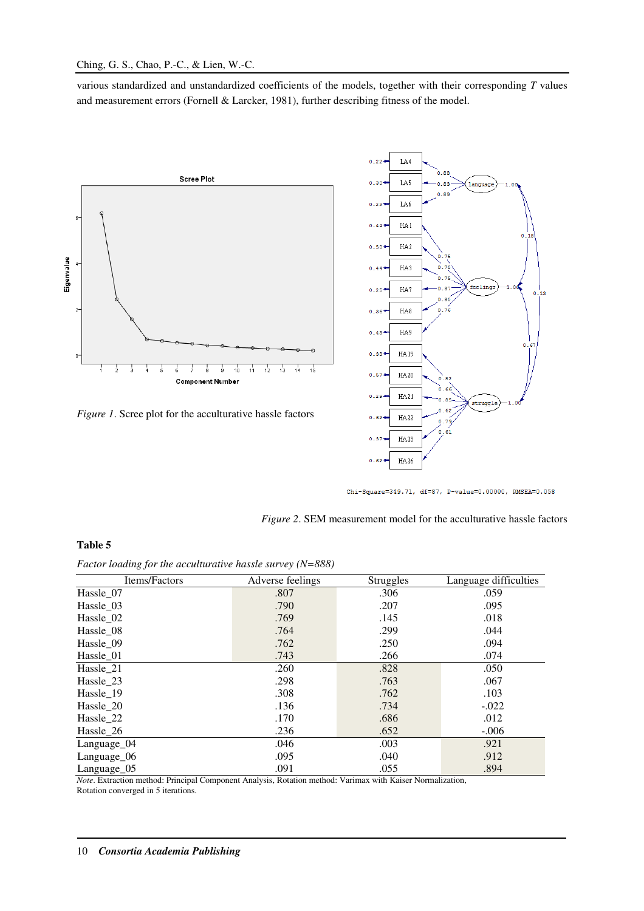various standardized and unstandardized coefficients of the models, together with their corresponding *T* values and measurement errors (Fornell & Larcker, 1981), further describing fitness of the model.

*Figure 1*. Scree plot for the acculturative hassle factors

Chi-Square=349.71, df=87, P-value=0.00000, RMSEA=0.058

*Figure 2*. SEM measurement model for the acculturative hassle factors

**Table 5**

*Factor loading for the acculturative hassle survey (N=888)*

| Items/Factors | Adverse feelings | Struggles | Language difficulties |
|---|---|---|---|
| Hassle_07 | .807 | .306 | .059 |
| Hassle_03 | .790 | .207 | .095 |
| Hassle_02 | .769 | .145 | .018 |
| Hassle_08 | .764 | .299 | .044 |
| Hassle_09 | .762 | .250 | .094 |
| Hassle_01 | .743 | .266 | .074 |
| Hassle_21 | .260 | .828 | .050 |
| Hassle_23 | .298 | .763 | .067 |
| Hassle_19 | .308 | .762 | .103 |
| Hassle_20 | .136 | .734 | -.022 |
| Hassle_22 | .170 | .686 | .012 |
| Hassle_26 | .236 | .652 | -.006 |
| Language_04 | .046 | .003 | .921 |
| Language_06 | .095 | .040 | .912 |
| Language_05 | .091 | .055 | .894 |

*Note*. Extraction method: Principal Component Analysis, Rotation method: Varimax with Kaiser Normalization, Rotation converged in 5 iterations.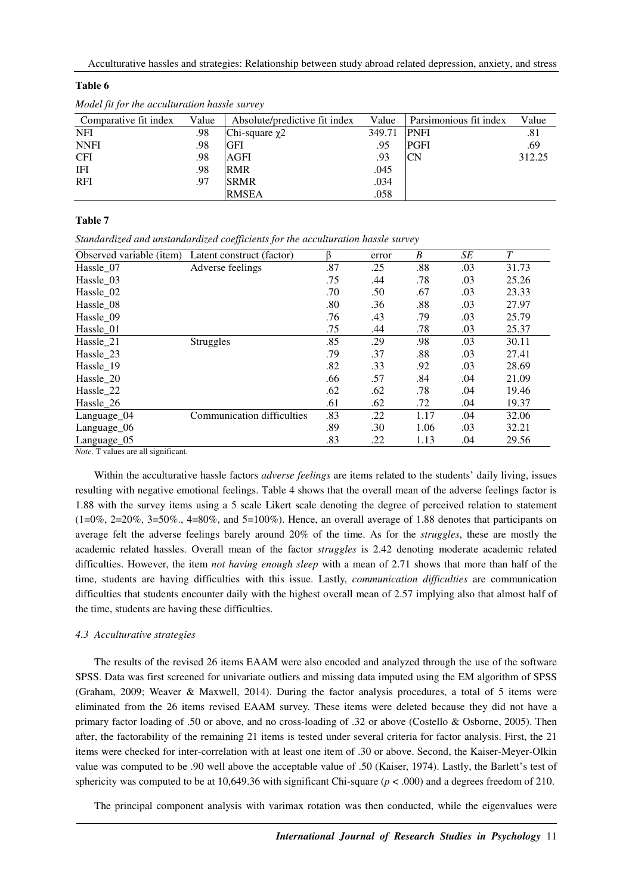**Table 6**

*Model fit for the acculturation hassle survey*

| Comparative fit index | Value | Absolute/predictive fit index | Value | Parsimonious fit index | Value |
|---|---|---|---|---|---|
| NFI | .98 | Chi-square $\chi 2$ | 349.71 | PNFI | .81 |
| NNFI | .98 | GFI | .95 | PGFI | .69 |
| CFI | .98 | AGFI | .93 | CN | 312.25 |
| IFI | .98 | RMR | .045 | | |
| RFI | .97 | SRMR | .034 | | |
| | | RMSEA | .058 | | |

**Table 7**

*Standardized and unstandardized coefficients for the acculturation hassle survey*

| Observed variable (item) | Latent construct (factor) | β | error | *B* | *SE* | *T* |
|---|---|---|---|---|---|---|
| Hassle_07 | Adverse feelings | .87 | .25 | .88 | .03 | 31.73 |
| Hassle_03 | | .75 | .44 | .78 | .03 | 25.26 |
| Hassle_02 | | .70 | .50 | .67 | .03 | 23.33 |
| Hassle_08 | | .80 | .36 | .88 | .03 | 27.97 |
| Hassle_09 | | .76 | .43 | .79 | .03 | 25.79 |
| Hassle_01 | | .75 | .44 | .78 | .03 | 25.37 |
| Hassle_21 | Struggles | .85 | .29 | .98 | .03 | 30.11 |
| Hassle_23 | | .79 | .37 | .88 | .03 | 27.41 |
| Hassle_19 | | .82 | .33 | .92 | .03 | 28.69 |
| Hassle_20 | | .66 | .57 | .84 | .04 | 21.09 |
| Hassle_22 | | .62 | .62 | .78 | .04 | 19.46 |
| Hassle_26 | | .61 | .62 | .72 | .04 | 19.37 |
| Language_04 | Communication difficulties | .83 | .22 | 1.17 | .04 | 32.06 |
| Language_06 | | .89 | .30 | 1.06 | .03 | 32.21 |
| Language_05 | | .83 | .22 | 1.13 | .04 | 29.56 |

*Note*. T values are all significant.

Within the acculturative hassle factors *adverse feelings* are items related to the students' daily living, issues resulting with negative emotional feelings. Table 4 shows that the overall mean of the adverse feelings factor is 1.88 with the survey items using a 5 scale Likert scale denoting the degree of perceived relation to statement (1=0%, 2=20%, 3=50%., 4=80%, and 5=100%). Hence, an overall average of 1.88 denotes that participants on average felt the adverse feelings barely around 20% of the time. As for the *struggles*, these are mostly the academic related hassles. Overall mean of the factor *struggles* is 2.42 denoting moderate academic related difficulties. However, the item *not having enough sleep* with a mean of 2.71 shows that more than half of the time, students are having difficulties with this issue. Lastly, *communication difficulties* are communication difficulties that students encounter daily with the highest overall mean of 2.57 implying also that almost half of the time, students are having these difficulties.

### 4.3 Acculturative strategies

The results of the revised 26 items EAAM were also encoded and analyzed through the use of the software SPSS. Data was first screened for univariate outliers and missing data imputed using the EM algorithm of SPSS (Graham, 2009; Weaver & Maxwell, 2014). During the factor analysis procedures, a total of 5 items were eliminated from the 26 items revised EAAM survey. These items were deleted because they did not have a primary factor loading of .50 or above, and no cross-loading of .32 or above (Costello & Osborne, 2005). Then after, the factorability of the remaining 21 items is tested under several criteria for factor analysis. First, the 21 items were checked for inter-correlation with at least one item of .30 or above. Second, the Kaiser-Meyer-Olkin value was computed to be .90 well above the acceptable value of .50 (Kaiser, 1974). Lastly, the Barlett's test of sphericity was computed to be at 10,649.36 with significant Chi-square ($p < .000$) and a degrees freedom of 210.

The principal component analysis with varimax rotation was then conducted, while the eigenvalues were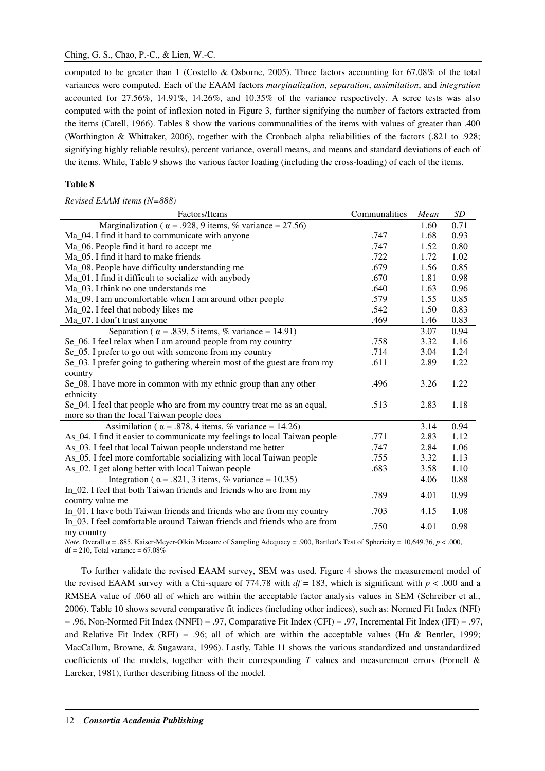computed to be greater than 1 (Costello & Osborne, 2005). Three factors accounting for 67.08% of the total variances were computed. Each of the EAAM factors *marginalization*, *separation*, *assimilation*, and *integration* accounted for 27.56%, 14.91%, 14.26%, and 10.35% of the variance respectively. A scree tests was also computed with the point of inflexion noted in Figure 3, further signifying the number of factors extracted from the items (Catell, 1966). Tables 8 show the various communalities of the items with values of greater than .400 (Worthington & Whittaker, 2006), together with the Cronbach alpha reliabilities of the factors (.821 to .928; signifying highly reliable results), percent variance, overall means, and means and standard deviations of each of the items. While, Table 9 shows the various factor loading (including the cross-loading) of each of the items.

**Table 8**

*Revised EAAM items (N=888)*

| Factors/Items | Communalities | *Mean* | *SD* |
|---|---|---|---|
| Marginalization ( $\alpha$ = .928, 9 items, % variance = 27.56) | | 1.60 | 0.71 |
| Ma_04. I find it hard to communicate with anyone | .747 | 1.68 | 0.93 |
| Ma_06. People find it hard to accept me | .747 | 1.52 | 0.80 |
| Ma_05. I find it hard to make friends | .722 | 1.72 | 1.02 |
| Ma_08. People have difficulty understanding me | .679 | 1.56 | 0.85 |
| Ma_01. I find it difficult to socialize with anybody | .670 | 1.81 | 0.98 |
| Ma_03. I think no one understands me | .640 | 1.63 | 0.96 |
| Ma_09. I am uncomfortable when I am around other people | .579 | 1.55 | 0.85 |
| Ma_02. I feel that nobody likes me | .542 | 1.50 | 0.83 |
| Ma_07. I don't trust anyone | .469 | 1.46 | 0.83 |
| Separation ( $\alpha$ = .839, 5 items, % variance = 14.91) | | 3.07 | 0.94 |
| Se_06. I feel relax when I am around people from my country | .758 | 3.32 | 1.16 |
| Se_05. I prefer to go out with someone from my country | .714 | 3.04 | 1.24 |
| Se_03. I prefer going to gathering wherein most of the guest are from my country | .611 | 2.89 | 1.22 |
| Se_08. I have more in common with my ethnic group than any other ethnicity | .496 | 3.26 | 1.22 |
| Se_04. I feel that people who are from my country treat me as an equal, more so than the local Taiwan people does | .513 | 2.83 | 1.18 |
| Assimilation ( $\alpha$ = .878, 4 items, % variance = 14.26) | | 3.14 | 0.94 |
| As_04. I find it easier to communicate my feelings to local Taiwan people | .771 | 2.83 | 1.12 |
| As_03. I feel that local Taiwan people understand me better | .747 | 2.84 | 1.06 |
| As_05. I feel more comfortable socializing with local Taiwan people | .755 | 3.32 | 1.13 |
| As_02. I get along better with local Taiwan people | .683 | 3.58 | 1.10 |
| Integration ( $\alpha$ = .821, 3 items, % variance = 10.35) | | 4.06 | 0.88 |
| In_02. I feel that both Taiwan friends and friends who are from my country value me | .789 | 4.01 | 0.99 |
| In_01. I have both Taiwan friends and friends who are from my country | .703 | 4.15 | 1.08 |
| In_03. I feel comfortable around Taiwan friends and friends who are from my country | .750 | 4.01 | 0.98 |

*Note*. Overall $\alpha$ = .885, Kaiser-Meyer-Olkin Measure of Sampling Adequacy = .900, Bartlett's Test of Sphericity = 10,649.36, $p$ < .000, df = 210, Total variance = 67.08%

To further validate the revised EAAM survey, SEM was used. Figure 4 shows the measurement model of the revised EAAM survey with a Chi-square of 774.78 with $df$ = 183, which is significant with $p$ < .000 and a RMSEA value of .060 all of which are within the acceptable factor analysis values in SEM (Schreiber et al., 2006). Table 10 shows several comparative fit indices (including other indices), such as: Normed Fit Index (NFI) = .96, Non-Normed Fit Index (NNFI) = .97, Comparative Fit Index (CFI) = .97, Incremental Fit Index (IFI) = .97, and Relative Fit Index (RFI) = .96; all of which are within the acceptable values (Hu & Bentler, 1999; MacCallum, Browne, & Sugawara, 1996). Lastly, Table 11 shows the various standardized and unstandardized coefficients of the models, together with their corresponding $T$ values and measurement errors (Fornell & Larcker, 1981), further describing fitness of the model.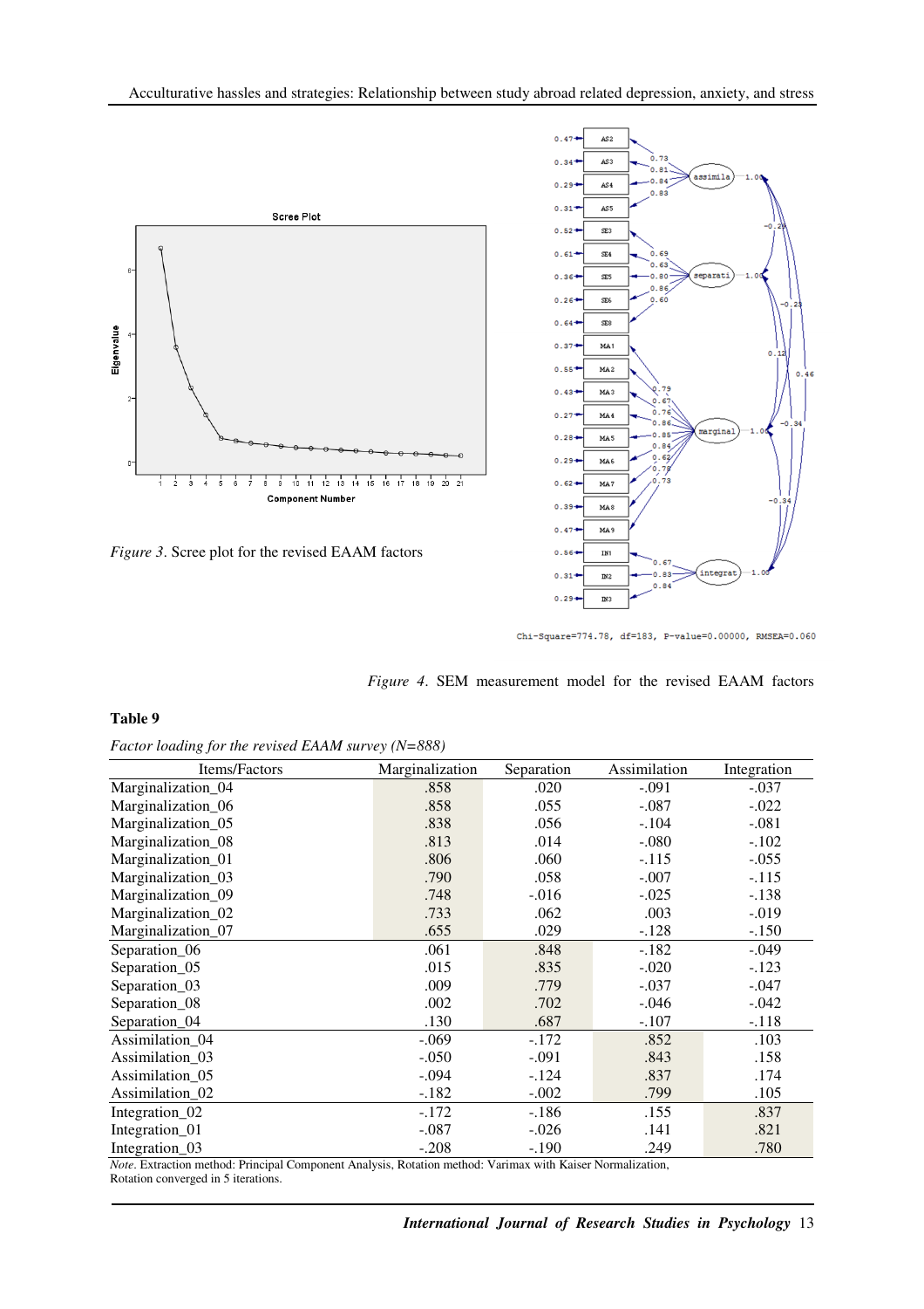*Figure 3*. Scree plot for the revised EAAM factors

*Figure 4*. SEM measurement model for the revised EAAM factors

**Table 9**

*Factor loading for the revised EAAM survey (N=888)*

| Items/Factors | Marginalization | Separation | Assimilation | Integration |
|---|---|---|---|---|
| Marginalization_04 | .858 | .020 | -.091 | -.037 |
| Marginalization_06 | .858 | .055 | -.087 | -.022 |
| Marginalization_05 | .838 | .056 | -.104 | -.081 |
| Marginalization_08 | .813 | .014 | -.080 | -.102 |
| Marginalization_01 | .806 | .060 | -.115 | -.055 |
| Marginalization_03 | .790 | .058 | -.007 | -.115 |
| Marginalization_09 | .748 | -.016 | -.025 | -.138 |
| Marginalization_02 | .733 | .062 | .003 | -.019 |
| Marginalization_07 | .655 | .029 | -.128 | -.150 |
| Separation_06 | .061 | .848 | -.182 | -.049 |
| Separation_05 | .015 | .835 | -.020 | -.123 |
| Separation_03 | .009 | .779 | -.037 | -.047 |
| Separation_08 | .002 | .702 | -.046 | -.042 |
| Separation_04 | .130 | .687 | -.107 | -.118 |
| Assimilation_04 | -.069 | -.172 | .852 | .103 |
| Assimilation_03 | -.050 | -.091 | .843 | .158 |
| Assimilation_05 | -.094 | -.124 | .837 | .174 |
| Assimilation_02 | -.182 | -.002 | .799 | .105 |
| Integration_02 | -.172 | -.186 | .155 | .837 |
| Integration_01 | -.087 | -.026 | .141 | .821 |
| Integration_03 | -.208 | -.190 | .249 | .780 |

*Note*. Extraction method: Principal Component Analysis, Rotation method: Varimax with Kaiser Normalization, Rotation converged in 5 iterations.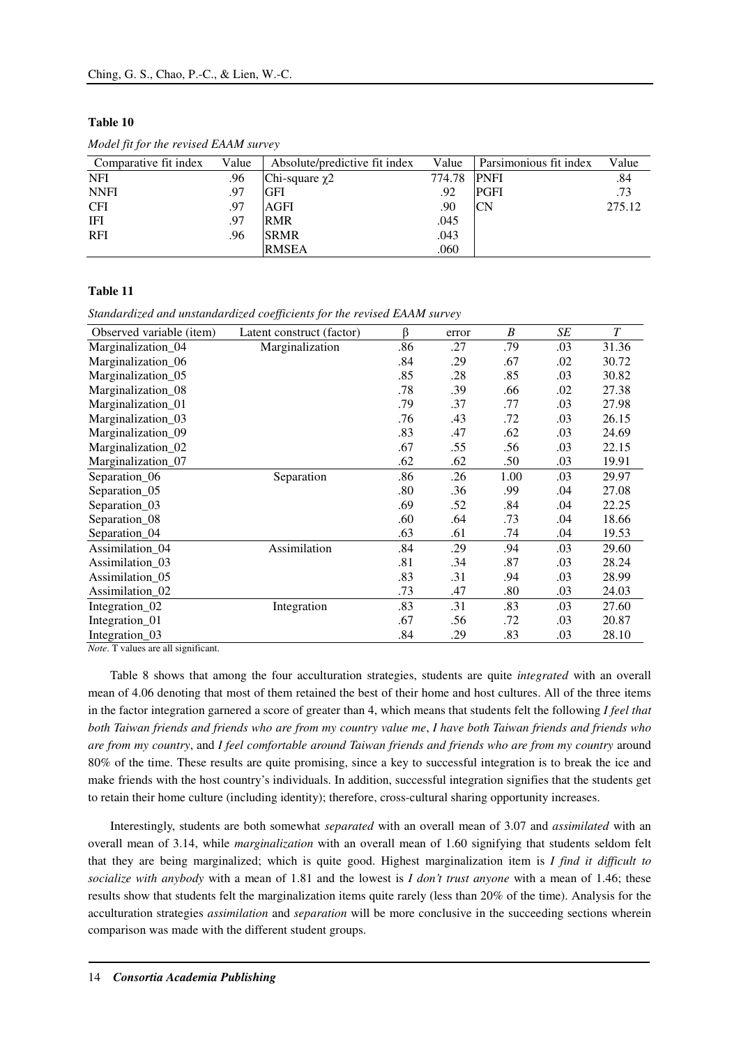**Table 10**

*Model fit for the revised EAAM survey*

| Comparative fit index | Value | Absolute/predictive fit index | Value | Parsimonious fit index | Value |
|---|---|---|---|---|---|
| NFI | .96 | Chi-square $\chi 2$ | 774.78 | PNFI | .84 |
| NNFI | .97 | GFI | .92 | PGFI | .73 |
| CFI | .97 | AGFI | .90 | CN | 275.12 |
| IFI | .97 | RMR | .045 | | |
| RFI | .96 | SRMR | .043 | | |
| | | RMSEA | .060 | | |

**Table 11**

*Standardized and unstandardized coefficients for the revised EAAM survey*

| Observed variable (item) | Latent construct (factor) | β | error | *B* | *SE* | *T* |
|---|---|---|---|---|---|---|
| Marginalization_04 | Marginalization | .86 | .27 | .79 | .03 | 31.36 |
| Marginalization_06 | | .84 | .29 | .67 | .02 | 30.72 |
| Marginalization_05 | | .85 | .28 | .85 | .03 | 30.82 |
| Marginalization_08 | | .78 | .39 | .66 | .02 | 27.38 |
| Marginalization_01 | | .79 | .37 | .77 | .03 | 27.98 |
| Marginalization_03 | | .76 | .43 | .72 | .03 | 26.15 |
| Marginalization_09 | | .83 | .47 | .62 | .03 | 24.69 |
| Marginalization_02 | | .67 | .55 | .56 | .03 | 22.15 |
| Marginalization_07 | | .62 | .62 | .50 | .03 | 19.91 |
| Separation_06 | Separation | .86 | .26 | 1.00 | .03 | 29.97 |
| Separation_05 | | .80 | .36 | .99 | .04 | 27.08 |
| Separation_03 | | .69 | .52 | .84 | .04 | 22.25 |
| Separation_08 | | .60 | .64 | .73 | .04 | 18.66 |
| Separation_04 | | .63 | .61 | .74 | .04 | 19.53 |
| Assimilation_04 | Assimilation | .84 | .29 | .94 | .03 | 29.60 |
| Assimilation_03 | | .81 | .34 | .87 | .03 | 28.24 |
| Assimilation_05 | | .83 | .31 | .94 | .03 | 28.99 |
| Assimilation_02 | | .73 | .47 | .80 | .03 | 24.03 |
| Integration_02 | Integration | .83 | .31 | .83 | .03 | 27.60 |
| Integration_01 | | .67 | .56 | .72 | .03 | 20.87 |
| Integration_03 | | .84 | .29 | .83 | .03 | 28.10 |

*Note*. T values are all significant.

Table 8 shows that among the four acculturation strategies, students are quite *integrated* with an overall mean of 4.06 denoting that most of them retained the best of their home and host cultures. All of the three items in the factor integration garnered a score of greater than 4, which means that students felt the following *I feel that both Taiwan friends and friends who are from my country value me*, *I have both Taiwan friends and friends who are from my country*, and *I feel comfortable around Taiwan friends and friends who are from my country* around 80% of the time. These results are quite promising, since a key to successful integration is to break the ice and make friends with the host country's individuals. In addition, successful integration signifies that the students get to retain their home culture (including identity); therefore, cross-cultural sharing opportunity increases.

Interestingly, students are both somewhat *separated* with an overall mean of 3.07 and *assimilated* with an overall mean of 3.14, while *marginalization* with an overall mean of 1.60 signifying that students seldom felt that they are being marginalized; which is quite good. Highest marginalization item is *I find it difficult to socialize with anybody* with a mean of 1.81 and the lowest is *I don't trust anyone* with a mean of 1.46; these results show that students felt the marginalization items quite rarely (less than 20% of the time). Analysis for the acculturation strategies *assimilation* and *separation* will be more conclusive in the succeeding sections wherein comparison was made with the different student groups.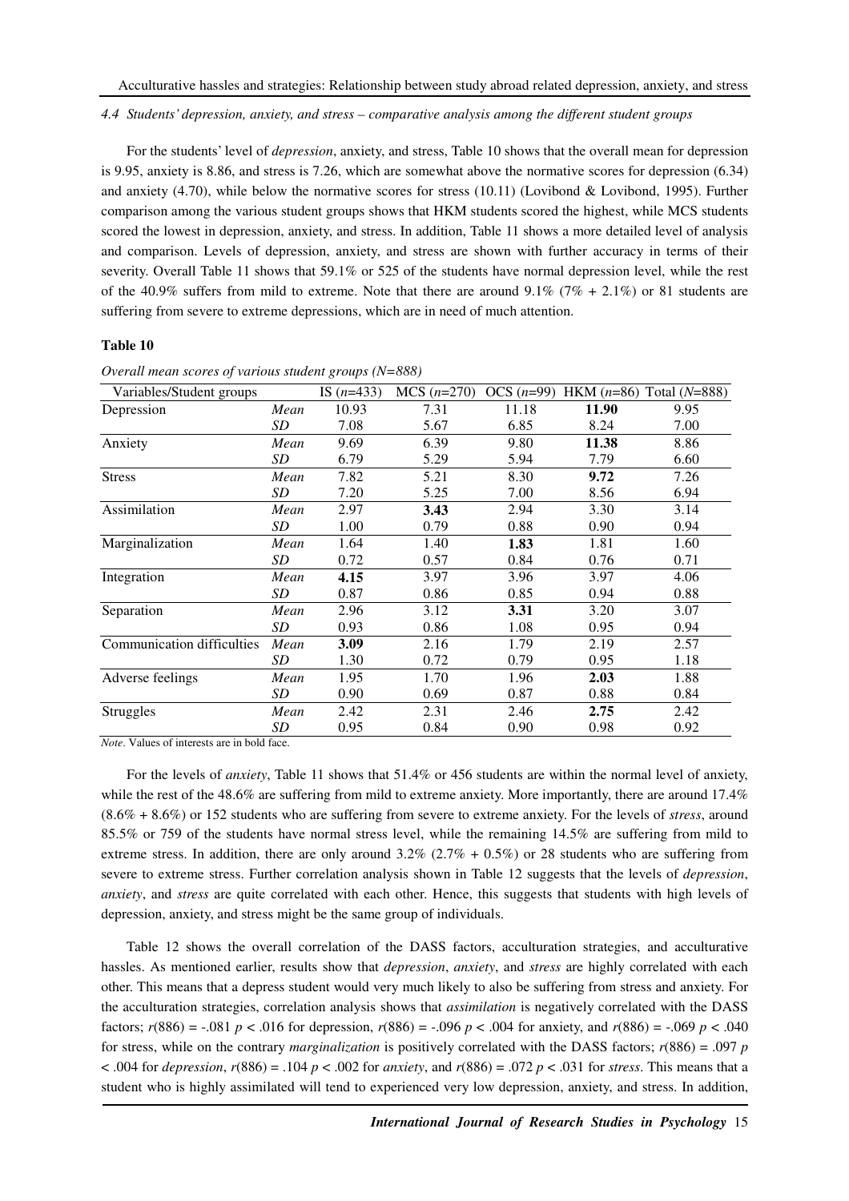*4.4 Students' depression, anxiety, and stress – comparative analysis among the different student groups*

For the students' level of *depression*, anxiety, and stress, Table 10 shows that the overall mean for depression is 9.95, anxiety is 8.86, and stress is 7.26, which are somewhat above the normative scores for depression (6.34) and anxiety (4.70), while below the normative scores for stress (10.11) (Lovibond & Lovibond, 1995). Further comparison among the various student groups shows that HKM students scored the highest, while MCS students scored the lowest in depression, anxiety, and stress. In addition, Table 11 shows a more detailed level of analysis and comparison. Levels of depression, anxiety, and stress are shown with further accuracy in terms of their severity. Overall Table 11 shows that 59.1% or 525 of the students have normal depression level, while the rest of the 40.9% suffers from mild to extreme. Note that there are around 9.1% (7% + 2.1%) or 81 students are suffering from severe to extreme depressions, which are in need of much attention.

**Table 10**

*Overall mean scores of various student groups (N=888)*

| Variables/Student groups | | IS (*n*=433) | MCS (*n*=270) | OCS (*n*=99) | HKM (*n*=86) | Total (*N*=888) |
|---|---|---|---|---|---|---|
| Depression | *Mean* | 10.93 | 7.31 | 11.18 | **11.90** | 9.95 |
| | *SD* | 7.08 | 5.67 | 6.85 | 8.24 | 7.00 |
| Anxiety | *Mean* | 9.69 | 6.39 | 9.80 | **11.38** | 8.86 |
| | *SD* | 6.79 | 5.29 | 5.94 | 7.79 | 6.60 |
| Stress | *Mean* | 7.82 | 5.21 | 8.30 | **9.72** | 7.26 |
| | *SD* | 7.20 | 5.25 | 7.00 | 8.56 | 6.94 |
| Assimilation | *Mean* | 2.97 | **3.43** | 2.94 | 3.30 | 3.14 |
| | *SD* | 1.00 | 0.79 | 0.88 | 0.90 | 0.94 |
| Marginalization | *Mean* | 1.64 | 1.40 | **1.83** | 1.81 | 1.60 |
| | *SD* | 0.72 | 0.57 | 0.84 | 0.76 | 0.71 |
| Integration | *Mean* | **4.15** | 3.97 | 3.96 | 3.97 | 4.06 |
| | *SD* | 0.87 | 0.86 | 0.85 | 0.94 | 0.88 |
| Separation | *Mean* | 2.96 | 3.12 | **3.31** | 3.20 | 3.07 |
| | *SD* | 0.93 | 0.86 | 1.08 | 0.95 | 0.94 |
| Communication difficulties | *Mean* | **3.09** | 2.16 | 1.79 | 2.19 | 2.57 |
| | *SD* | 1.30 | 0.72 | 0.79 | 0.95 | 1.18 |
| Adverse feelings | *Mean* | 1.95 | 1.70 | 1.96 | **2.03** | 1.88 |
| | *SD* | 0.90 | 0.69 | 0.87 | 0.88 | 0.84 |
| Struggles | *Mean* | 2.42 | 2.31 | 2.46 | **2.75** | 2.42 |
| | *SD* | 0.95 | 0.84 | 0.90 | 0.98 | 0.92 |

*Note*. Values of interests are in bold face.

For the levels of *anxiety*, Table 11 shows that 51.4% or 456 students are within the normal level of anxiety, while the rest of the 48.6% are suffering from mild to extreme anxiety. More importantly, there are around 17.4% (8.6% + 8.6%) or 152 students who are suffering from severe to extreme anxiety. For the levels of *stress*, around 85.5% or 759 of the students have normal stress level, while the remaining 14.5% are suffering from mild to extreme stress. In addition, there are only around 3.2% (2.7% + 0.5%) or 28 students who are suffering from severe to extreme stress. Further correlation analysis shown in Table 12 suggests that the levels of *depression*, *anxiety*, and *stress* are quite correlated with each other. Hence, this suggests that students with high levels of depression, anxiety, and stress might be the same group of individuals.

Table 12 shows the overall correlation of the DASS factors, acculturation strategies, and acculturative hassles. As mentioned earlier, results show that *depression*, *anxiety*, and *stress* are highly correlated with each other. This means that a depress student would very much likely to also be suffering from stress and anxiety. For the acculturation strategies, correlation analysis shows that *assimilation* is negatively correlated with the DASS factors; $r(886) = -.081$ $p < .016$ for depression, $r(886) = -.096$ $p < .004$ for anxiety, and $r(886) = -.069$ $p < .040$ for stress, while on the contrary *marginalization* is positively correlated with the DASS factors; $r(886) = .097$ $p < .004$ for *depression*, $r(886) = .104$ $p < .002$ for *anxiety*, and $r(886) = .072$ $p < .031$ for *stress*. This means that a student who is highly assimilated will tend to experienced very low depression, anxiety, and stress. In addition,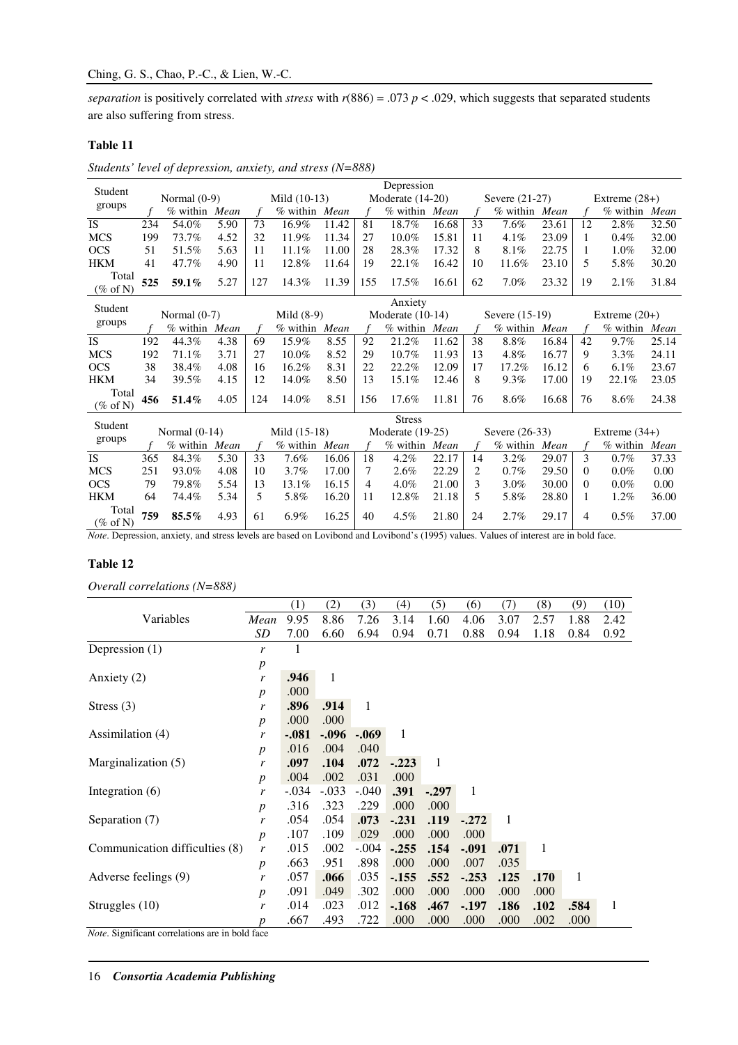*separation* is positively correlated with *stress* with $r(886) = .073$ $p < .029$, which suggests that separated students are also suffering from stress.

**Table 11**

*Students' level of depression, anxiety, and stress (N=888)*

| Student groups | Depression | | | | | | | | | | | | | | |
|---|---|---|---|---|---|---|---|---|---|---|---|---|---|---|---|
| | Normal (0-9) | | | Mild (10-13) | | | Moderate (14-20) | | | Severe (21-27) | | | Extreme (28+) | | |
| | *f* | *% within* | *Mean* | *f* | *% within* | *Mean* | *f* | *% within* | *Mean* | *f* | *% within* | *Mean* | *f* | *% within* | *Mean* |
| IS | 234 | 54.0% | 5.90 | 73 | 16.9% | 11.42 | 81 | 18.7% | 16.68 | 33 | 7.6% | 23.61 | 12 | 2.8% | 32.50 |
| MCS | 199 | 73.7% | 4.52 | 32 | 11.9% | 11.34 | 27 | 10.0% | 15.81 | 11 | 4.1% | 23.09 | 1 | 0.4% | 32.00 |
| OCS | 51 | 51.5% | 5.63 | 11 | 11.1% | 11.00 | 28 | 28.3% | 17.32 | 8 | 8.1% | 22.75 | 1 | 1.0% | 32.00 |
| HKM | 41 | 47.7% | 4.90 | 11 | 12.8% | 11.64 | 19 | 22.1% | 16.42 | 10 | 11.6% | 23.10 | 5 | 5.8% | 30.20 |
| Total (% of N) | **525** | **59.1%** | 5.27 | 127 | 14.3% | 11.39 | 155 | 17.5% | 16.61 | 62 | 7.0% | 23.32 | 19 | 2.1% | 31.84 |
| | Anxiety | | | | | | | | | | | | | | |
| | Normal (0-7) | | | Mild (8-9) | | | Moderate (10-14) | | | Severe (15-19) | | | Extreme (20+) | | |
| | *f* | *% within* | *Mean* | *f* | *% within* | *Mean* | *f* | *% within* | *Mean* | *f* | *% within* | *Mean* | *f* | *% within* | *Mean* |
| IS | 192 | 44.3% | 4.38 | 69 | 15.9% | 8.55 | 92 | 21.2% | 11.62 | 38 | 8.8% | 16.84 | 42 | 9.7% | 25.14 |
| MCS | 192 | 71.1% | 3.71 | 27 | 10.0% | 8.52 | 29 | 10.7% | 11.93 | 13 | 4.8% | 16.77 | 9 | 3.3% | 24.11 |
| OCS | 38 | 38.4% | 4.08 | 16 | 16.2% | 8.31 | 22 | 22.2% | 12.09 | 17 | 17.2% | 16.12 | 6 | 6.1% | 23.67 |
| HKM | 34 | 39.5% | 4.15 | 12 | 14.0% | 8.50 | 13 | 15.1% | 12.46 | 8 | 9.3% | 17.00 | 19 | 22.1% | 23.05 |
| Total (% of N) | **456** | **51.4%** | 4.05 | 124 | 14.0% | 8.51 | 156 | 17.6% | 11.81 | 76 | 8.6% | 16.68 | 76 | 8.6% | 24.38 |
| | Stress | | | | | | | | | | | | | | |
| | Normal (0-14) | | | Mild (15-18) | | | Moderate (19-25) | | | Severe (26-33) | | | Extreme (34+) | | |
| | *f* | *% within* | *Mean* | *f* | *% within* | *Mean* | *f* | *% within* | *Mean* | *f* | *% within* | *Mean* | *f* | *% within* | *Mean* |
| IS | 365 | 84.3% | 5.30 | 33 | 7.6% | 16.06 | 18 | 4.2% | 22.17 | 14 | 3.2% | 29.07 | 3 | 0.7% | 37.33 |
| MCS | 251 | 93.0% | 4.08 | 10 | 3.7% | 17.00 | 7 | 2.6% | 22.29 | 2 | 0.7% | 29.50 | 0 | 0.0% | 0.00 |
| OCS | 79 | 79.8% | 5.54 | 13 | 13.1% | 16.15 | 4 | 4.0% | 21.00 | 3 | 3.0% | 30.00 | 0 | 0.0% | 0.00 |
| HKM | 64 | 74.4% | 5.34 | 5 | 5.8% | 16.20 | 11 | 12.8% | 21.18 | 5 | 5.8% | 28.80 | 1 | 1.2% | 36.00 |
| Total (% of N) | **759** | **85.5%** | 4.93 | 61 | 6.9% | 16.25 | 40 | 4.5% | 21.80 | 24 | 2.7% | 29.17 | 4 | 0.5% | 37.00 |

*Note*. Depression, anxiety, and stress levels are based on Lovibond and Lovibond's (1995) values. Values of interest are in bold face.

**Table 12**

*Overall correlations (N=888)*

| Variables | | (1) | (2) | (3) | (4) | (5) | (6) | (7) | (8) | (9) | (10) |
|---|---|---|---|---|---|---|---|---|---|---|---|
| | *Mean* | 9.95 | 8.86 | 7.26 | 3.14 | 1.60 | 4.06 | 3.07 | 2.57 | 1.88 | 2.42 |
| | *SD* | 7.00 | 6.60 | 6.94 | 0.94 | 0.71 | 0.88 | 0.94 | 1.18 | 0.84 | 0.92 |
| Depression (1) | *r* | 1 | | | | | | | | | |
| | *p* | | | | | | | | | | |
| Anxiety (2) | *r* | **.946** | 1 | | | | | | | | |
| | *p* | .000 | | | | | | | | | |
| Stress (3) | *r* | **.896** | **.914** | 1 | | | | | | | |
| | *p* | .000 | .000 | | | | | | | | |
| Assimilation (4) | *r* | **-.081** | **-.096** | **-.069** | 1 | | | | | | |
| | *p* | .016 | .004 | .040 | | | | | | | |
| Marginalization (5) | *r* | **.097** | **.104** | **.072** | **-.223** | 1 | | | | | |
| | *p* | .004 | .002 | .031 | .000 | | | | | | |
| Integration (6) | *r* | -.034 | -.033 | -.040 | **.391** | **-.297** | 1 | | | | |
| | *p* | .316 | .323 | .229 | .000 | .000 | | | | | |
| Separation (7) | *r* | .054 | .054 | **.073** | **-.231** | **.119** | **-.272** | 1 | | | |
| | *p* | .107 | .109 | .029 | .000 | .000 | .000 | | | | |
| Communication difficulties (8) | *r* | .015 | .002 | -.004 | **-.255** | **.154** | **-.091** | **.071** | 1 | | |
| | *p* | .663 | .951 | .898 | .000 | .000 | .007 | .035 | | | |
| Adverse feelings (9) | *r* | .057 | **.066** | .035 | **-.155** | **.552** | **-.253** | **.125** | **.170** | 1 | |
| | *p* | .091 | .049 | .302 | .000 | .000 | .000 | .000 | .000 | | |
| Struggles (10) | *r* | .014 | .023 | .012 | **-.168** | **.467** | **-.197** | **.186** | **.102** | **.584** | 1 |
| | *p* | .667 | .493 | .722 | .000 | .000 | .000 | .000 | .002 | .000 | |

*Note*. Significant correlations are in bold face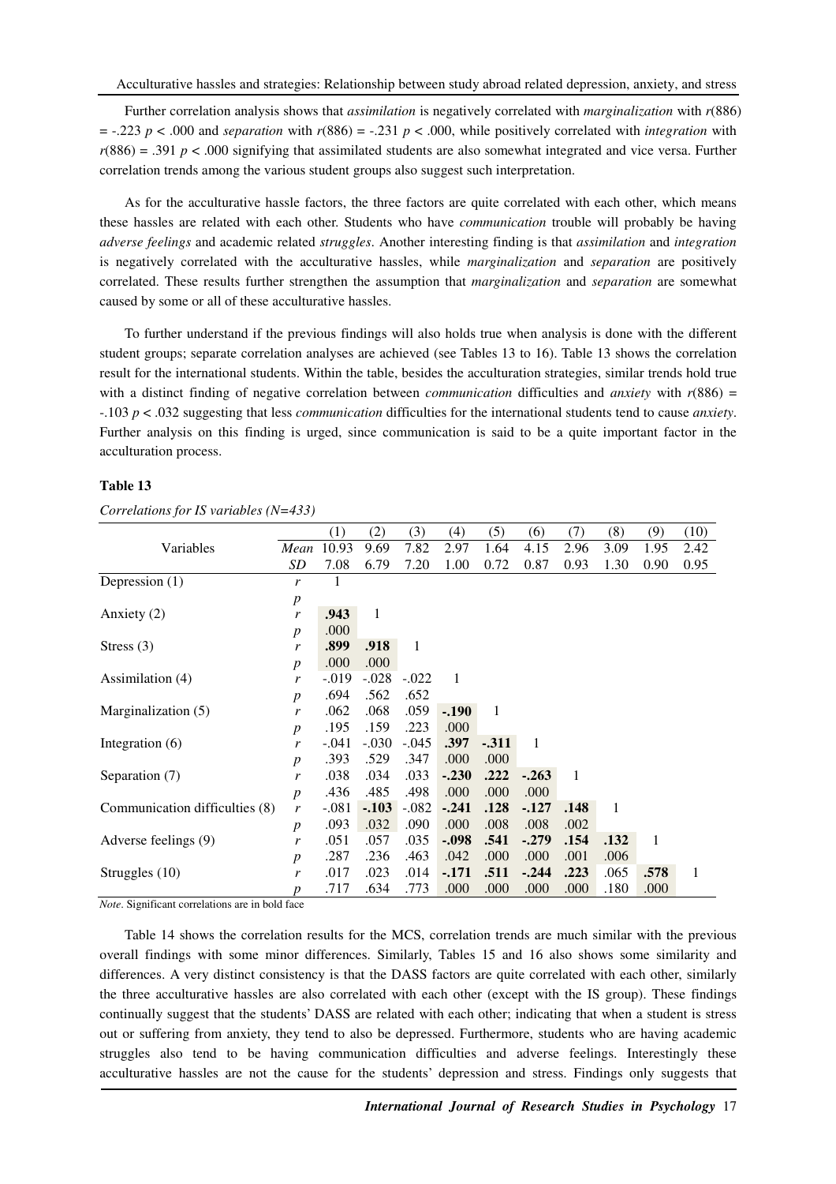Further correlation analysis shows that *assimilation* is negatively correlated with *marginalization* with $r(886) = -.223$ $p < .000$ and *separation* with $r(886) = -.231$ $p < .000$, while positively correlated with *integration* with $r(886) = .391$ $p < .000$ signifying that assimilated students are also somewhat integrated and vice versa. Further correlation trends among the various student groups also suggest such interpretation.

As for the acculturative hassle factors, the three factors are quite correlated with each other, which means these hassles are related with each other. Students who have *communication* trouble will probably be having *adverse feelings* and academic related *struggles*. Another interesting finding is that *assimilation* and *integration* is negatively correlated with the acculturative hassles, while *marginalization* and *separation* are positively correlated. These results further strengthen the assumption that *marginalization* and *separation* are somewhat caused by some or all of these acculturative hassles.

To further understand if the previous findings will also holds true when analysis is done with the different student groups; separate correlation analyses are achieved (see Tables 13 to 16). Table 13 shows the correlation result for the international students. Within the table, besides the acculturation strategies, similar trends hold true with a distinct finding of negative correlation between *communication* difficulties and *anxiety* with $r(886) = -.103$ $p < .032$ suggesting that less *communication* difficulties for the international students tend to cause *anxiety*. Further analysis on this finding is urged, since communication is said to be a quite important factor in the acculturation process.

**Table 13**

*Correlations for IS variables (N=433)*

| Variables | | (1) | (2) | (3) | (4) | (5) | (6) | (7) | (8) | (9) | (10) |
|---|---|---|---|---|---|---|---|---|---|---|---|
| | *Mean* | 10.93 | 9.69 | 7.82 | 2.97 | 1.64 | 4.15 | 2.96 | 3.09 | 1.95 | 2.42 |
| | *SD* | 7.08 | 6.79 | 7.20 | 1.00 | 0.72 | 0.87 | 0.93 | 1.30 | 0.90 | 0.95 |
| Depression (1) | *r* | 1 | | | | | | | | | |
| | *p* | | | | | | | | | | |
| Anxiety (2) | *r* | **.943** | 1 | | | | | | | | |
| | *p* | .000 | | | | | | | | | |
| Stress (3) | *r* | **.899** | **.918** | 1 | | | | | | | |
| | *p* | .000 | .000 | | | | | | | | |
| Assimilation (4) | *r* | -.019 | -.028 | -.022 | 1 | | | | | | |
| | *p* | .694 | .562 | .652 | | | | | | | |
| Marginalization (5) | *r* | .062 | .068 | .059 | **-.190** | 1 | | | | | |
| | *p* | .195 | .159 | .223 | .000 | | | | | | |
| Integration (6) | *r* | -.041 | -.030 | -.045 | **.397** | **-.311** | 1 | | | | |
| | *p* | .393 | .529 | .347 | .000 | .000 | | | | | |
| Separation (7) | *r* | .038 | .034 | .033 | **-.230** | **.222** | **-.263** | 1 | | | |
| | *p* | .436 | .485 | .498 | .000 | .000 | .000 | | | | |
| Communication difficulties (8) | *r* | -.081 | **-.103** | -.082 | **-.241** | **.128** | **-.127** | **.148** | 1 | | |
| | *p* | .093 | .032 | .090 | .000 | .008 | .008 | .002 | | | |
| Adverse feelings (9) | *r* | .051 | .057 | .035 | **-.098** | **.541** | **-.279** | **.154** | **.132** | 1 | |
| | *p* | .287 | .236 | .463 | .042 | .000 | .000 | .001 | .006 | | |
| Struggles (10) | *r* | .017 | .023 | .014 | **-.171** | **.511** | **-.244** | **.223** | .065 | **.578** | 1 |
| | *p* | .717 | .634 | .773 | .000 | .000 | .000 | .000 | .180 | .000 | |

*Note*. Significant correlations are in bold face

Table 14 shows the correlation results for the MCS, correlation trends are much similar with the previous overall findings with some minor differences. Similarly, Tables 15 and 16 also shows some similarity and differences. A very distinct consistency is that the DASS factors are quite correlated with each other, similarly the three acculturative hassles are also correlated with each other (except with the IS group). These findings continually suggest that the students' DASS are related with each other; indicating that when a student is stress out or suffering from anxiety, they tend to also be depressed. Furthermore, students who are having academic struggles also tend to be having communication difficulties and adverse feelings. Interestingly these acculturative hassles are not the cause for the students' depression and stress. Findings only suggests that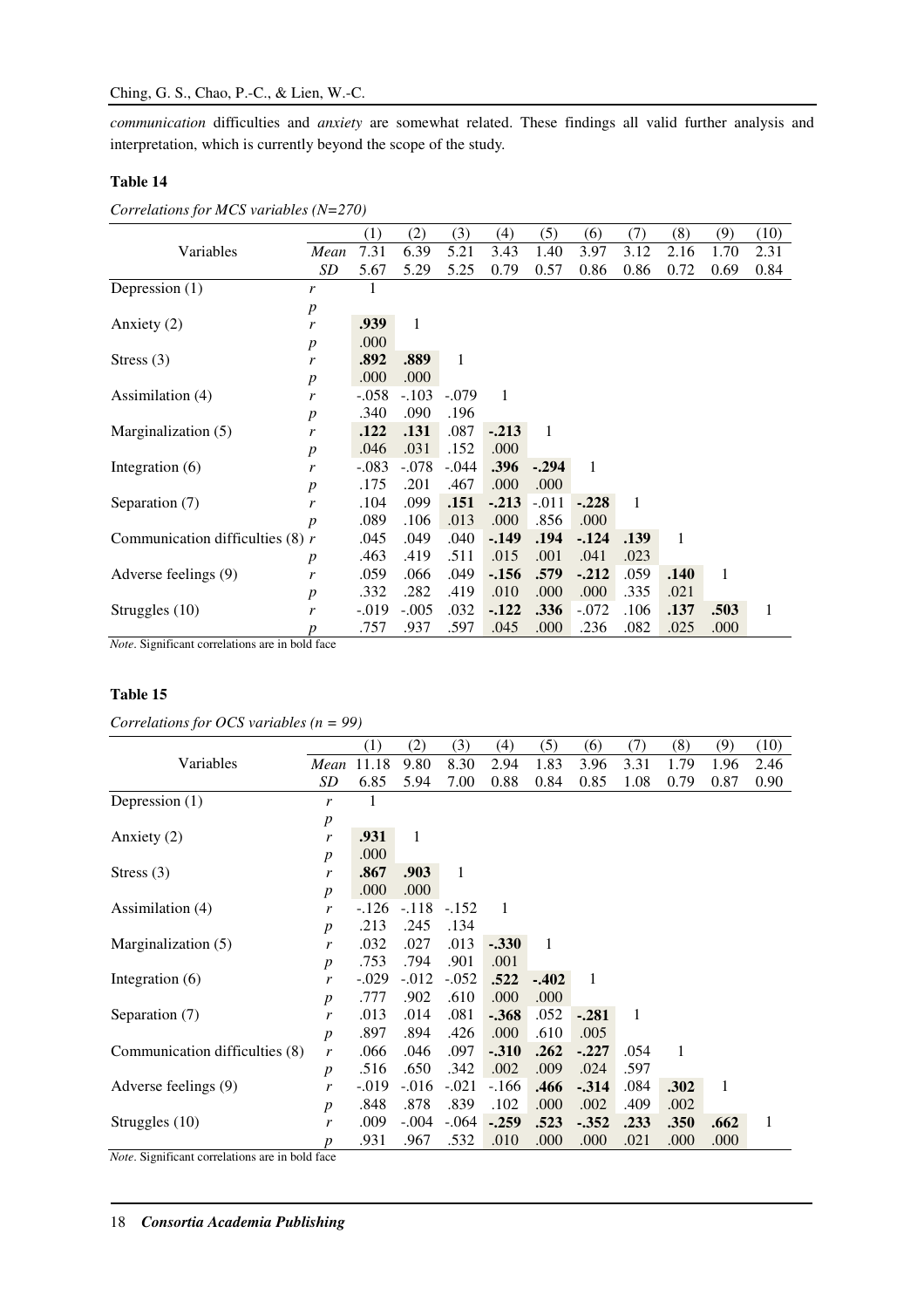*communication* difficulties and *anxiety* are somewhat related. These findings all valid further analysis and interpretation, which is currently beyond the scope of the study.

**Table 14**

*Correlations for MCS variables (N=270)*

| Variables | | (1) | (2) | (3) | (4) | (5) | (6) | (7) | (8) | (9) | (10) |
|---|---|---|---|---|---|---|---|---|---|---|---|
| | *Mean* | 7.31 | 6.39 | 5.21 | 3.43 | 1.40 | 3.97 | 3.12 | 2.16 | 1.70 | 2.31 |
| | *SD* | 5.67 | 5.29 | 5.25 | 0.79 | 0.57 | 0.86 | 0.86 | 0.72 | 0.69 | 0.84 |
| Depression (1) | *r* | 1 | | | | | | | | | |
| | *p* | | | | | | | | | | |
| Anxiety (2) | *r* | **.939** | 1 | | | | | | | | |
| | *p* | .000 | | | | | | | | | |
| Stress (3) | *r* | **.892** | **.889** | 1 | | | | | | | |
| | *p* | .000 | .000 | | | | | | | | |
| Assimilation (4) | *r* | -.058 | -.103 | -.079 | 1 | | | | | | |
| | *p* | .340 | .090 | .196 | | | | | | | |
| Marginalization (5) | *r* | **.122** | **.131** | .087 | **-.213** | 1 | | | | | |
| | *p* | .046 | .031 | .152 | .000 | | | | | | |
| Integration (6) | *r* | -.083 | -.078 | -.044 | **.396** | **-.294** | 1 | | | | |
| | *p* | .175 | .201 | .467 | .000 | .000 | | | | | |
| Separation (7) | *r* | .104 | .099 | **.151** | **-.213** | -.011 | **-.228** | 1 | | | |
| | *p* | .089 | .106 | .013 | .000 | .856 | .000 | | | | |
| Communication difficulties (8) | *r* | .045 | .049 | .040 | **-.149** | **.194** | **-.124** | **.139** | 1 | | |
| | *p* | .463 | .419 | .511 | .015 | .001 | .041 | .023 | | | |
| Adverse feelings (9) | *r* | .059 | .066 | .049 | **-.156** | **.579** | **-.212** | .059 | **.140** | 1 | |
| | *p* | .332 | .282 | .419 | .010 | .000 | .000 | .335 | .021 | | |
| Struggles (10) | *r* | -.019 | -.005 | .032 | **-.122** | **.336** | -.072 | .106 | **.137** | **.503** | 1 |
| | *p* | .757 | .937 | .597 | .045 | .000 | .236 | .082 | .025 | .000 | |

*Note*. Significant correlations are in bold face

**Table 15**

*Correlations for OCS variables (n = 99)*

| Variables | | (1) | (2) | (3) | (4) | (5) | (6) | (7) | (8) | (9) | (10) |
|---|---|---|---|---|---|---|---|---|---|---|---|
| | *Mean* | 11.18 | 9.80 | 8.30 | 2.94 | 1.83 | 3.96 | 3.31 | 1.79 | 1.96 | 2.46 |
| | *SD* | 6.85 | 5.94 | 7.00 | 0.88 | 0.84 | 0.85 | 1.08 | 0.79 | 0.87 | 0.90 |
| Depression (1) | *r* | 1 | | | | | | | | | |
| | *p* | | | | | | | | | | |
| Anxiety (2) | *r* | **.931** | 1 | | | | | | | | |
| | *p* | .000 | | | | | | | | | |
| Stress (3) | *r* | **.867** | **.903** | 1 | | | | | | | |
| | *p* | .000 | .000 | | | | | | | | |
| Assimilation (4) | *r* | -.126 | -.118 | -.152 | 1 | | | | | | |
| | *p* | .213 | .245 | .134 | | | | | | | |
| Marginalization (5) | *r* | .032 | .027 | .013 | **-.330** | 1 | | | | | |
| | *p* | .753 | .794 | .901 | .001 | | | | | | |
| Integration (6) | *r* | -.029 | -.012 | -.052 | **.522** | **-.402** | 1 | | | | |
| | *p* | .777 | .902 | .610 | .000 | .000 | | | | | |
| Separation (7) | *r* | .013 | .014 | .081 | **-.368** | .052 | **-.281** | 1 | | | |
| | *p* | .897 | .894 | .426 | .000 | .610 | .005 | | | | |
| Communication difficulties (8) | *r* | .066 | .046 | .097 | **-.310** | **.262** | **-.227** | .054 | 1 | | |
| | *p* | .516 | .650 | .342 | .002 | .009 | .024 | .597 | | | |
| Adverse feelings (9) | *r* | -.019 | -.016 | -.021 | -.166 | **.466** | **-.314** | .084 | **.302** | 1 | |
| | *p* | .848 | .878 | .839 | .102 | .000 | .002 | .409 | .002 | | |
| Struggles (10) | *r* | .009 | -.004 | -.064 | **-.259** | **.523** | **-.352** | **.233** | **.350** | **.662** | 1 |
| | *p* | .931 | .967 | .532 | .010 | .000 | .000 | .021 | .000 | .000 | |

*Note*. Significant correlations are in bold face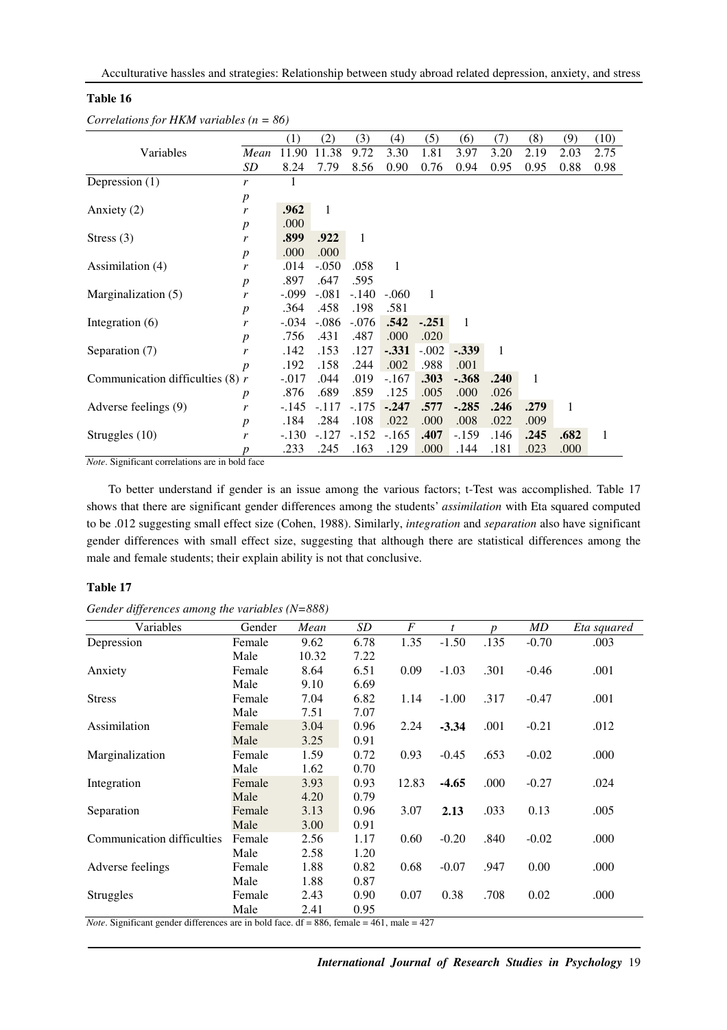**Table 16**

*Correlations for HKM variables (n = 86)*

| Variables | | (1) | (2) | (3) | (4) | (5) | (6) | (7) | (8) | (9) | (10) |
|---|---|---|---|---|---|---|---|---|---|---|---|
| | *Mean* | 11.90 | 11.38 | 9.72 | 3.30 | 1.81 | 3.97 | 3.20 | 2.19 | 2.03 | 2.75 |
| | *SD* | 8.24 | 7.79 | 8.56 | 0.90 | 0.76 | 0.94 | 0.95 | 0.95 | 0.88 | 0.98 |
| Depression (1) | *r* | 1 | | | | | | | | | |
| | *p* | | | | | | | | | | |
| Anxiety (2) | *r* | **.962** | 1 | | | | | | | | |
| | *p* | .000 | | | | | | | | | |
| Stress (3) | *r* | **.899** | **.922** | 1 | | | | | | | |
| | *p* | .000 | .000 | | | | | | | | |
| Assimilation (4) | *r* | .014 | -.050 | .058 | 1 | | | | | | |
| | *p* | .897 | .647 | .595 | | | | | | | |
| Marginalization (5) | *r* | -.099 | -.081 | -.140 | -.060 | 1 | | | | | |
| | *p* | .364 | .458 | .198 | .581 | | | | | | |
| Integration (6) | *r* | -.034 | -.086 | -.076 | **.542** | **-.251** | 1 | | | | |
| | *p* | .756 | .431 | .487 | .000 | .020 | | | | | |
| Separation (7) | *r* | .142 | .153 | .127 | **-.331** | -.002 | **-.339** | 1 | | | |
| | *p* | .192 | .158 | .244 | .002 | .988 | .001 | | | | |
| Communication difficulties (8) | *r* | -.017 | .044 | .019 | -.167 | **.303** | **-.368** | **.240** | 1 | | |
| | *p* | .876 | .689 | .859 | .125 | .005 | .000 | .026 | | | |
| Adverse feelings (9) | *r* | -.145 | -.117 | -.175 | **-.247** | **.577** | **-.285** | **.246** | **.279** | 1 | |
| | *p* | .184 | .284 | .108 | .022 | .000 | .008 | .022 | .009 | | |
| Struggles (10) | *r* | -.130 | -.127 | -.152 | -.165 | **.407** | -.159 | .146 | **.245** | **.682** | 1 |
| | *p* | .233 | .245 | .163 | .129 | .000 | .144 | .181 | .023 | .000 | |

*Note*. Significant correlations are in bold face

To better understand if gender is an issue among the various factors; t-Test was accomplished. Table 17 shows that there are significant gender differences among the students' *assimilation* with Eta squared computed to be .012 suggesting small effect size (Cohen, 1988). Similarly, *integration* and *separation* also have significant gender differences with small effect size, suggesting that although there are statistical differences among the male and female students; their explain ability is not that conclusive.

**Table 17**

*Gender differences among the variables (N=888)*

| Variables | Gender | *Mean* | *SD* | *F* | *t* | *p* | *MD* | *Eta squared* |
|---|---|---|---|---|---|---|---|---|
| Depression | Female | 9.62 | 6.78 | 1.35 | -1.50 | .135 | -0.70 | .003 |
| | Male | 10.32 | 7.22 | | | | | |
| Anxiety | Female | 8.64 | 6.51 | 0.09 | -1.03 | .301 | -0.46 | .001 |
| | Male | 9.10 | 6.69 | | | | | |
| Stress | Female | 7.04 | 6.82 | 1.14 | -1.00 | .317 | -0.47 | .001 |
| | Male | 7.51 | 7.07 | | | | | |
| Assimilation | Female | 3.04 | 0.96 | 2.24 | **-3.34** | .001 | -0.21 | .012 |
| | Male | 3.25 | 0.91 | | | | | |
| Marginalization | Female | 1.59 | 0.72 | 0.93 | -0.45 | .653 | -0.02 | .000 |
| | Male | 1.62 | 0.70 | | | | | |
| Integration | Female | 3.93 | 0.93 | 12.83 | **-4.65** | .000 | -0.27 | .024 |
| | Male | 4.20 | 0.79 | | | | | |
| Separation | Female | 3.13 | 0.96 | 3.07 | **2.13** | .033 | 0.13 | .005 |
| | Male | 3.00 | 0.91 | | | | | |
| Communication difficulties | Female | 2.56 | 1.17 | 0.60 | -0.20 | .840 | -0.02 | .000 |
| | Male | 2.58 | 1.20 | | | | | |
| Adverse feelings | Female | 1.88 | 0.82 | 0.68 | -0.07 | .947 | 0.00 | .000 |
| | Male | 1.88 | 0.87 | | | | | |
| Struggles | Female | 2.43 | 0.90 | 0.07 | 0.38 | .708 | 0.02 | .000 |
| | Male | 2.41 | 0.95 | | | | | |

*Note*. Significant gender differences are in bold face. df = 886, female = 461, male = 427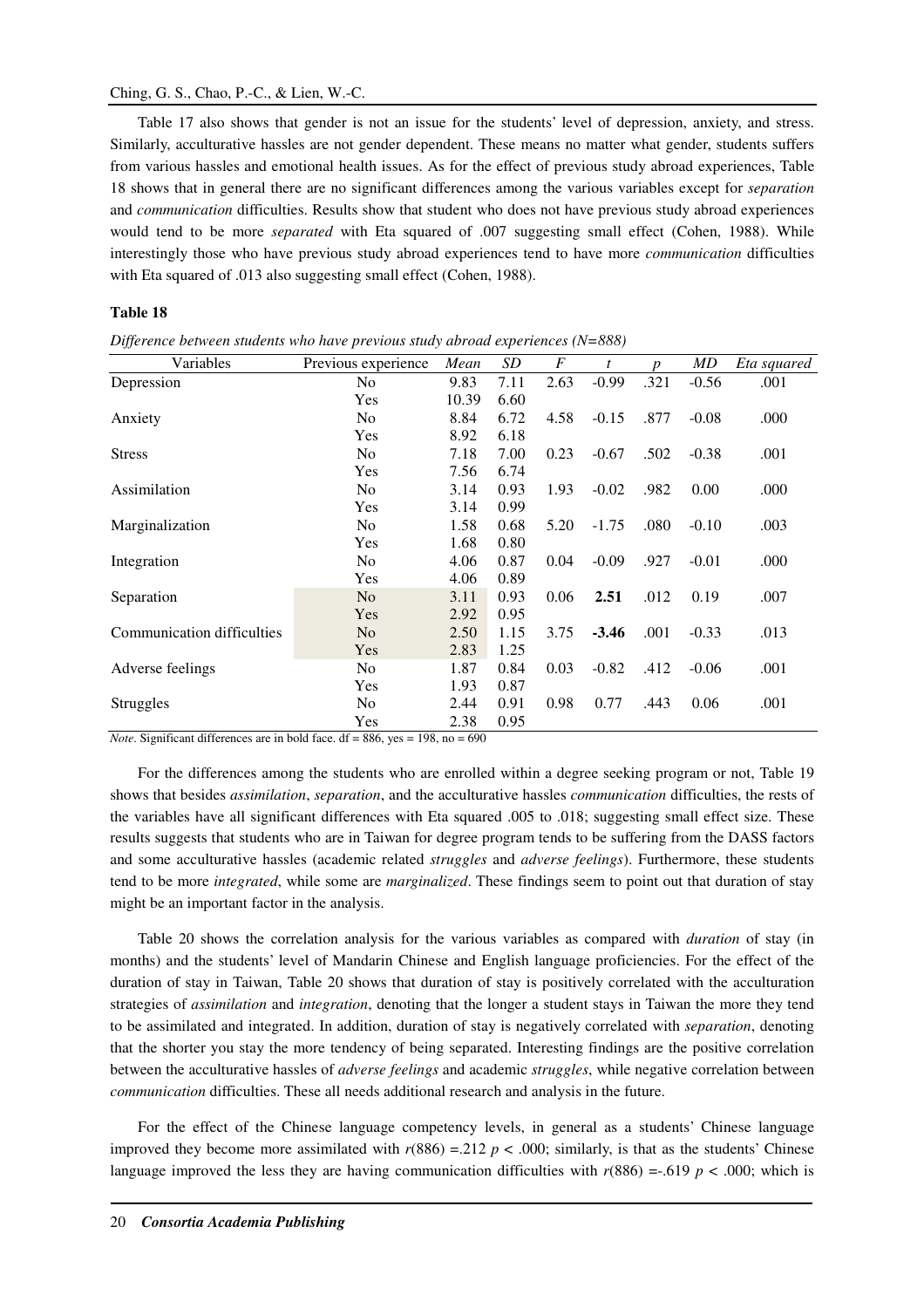Table 17 also shows that gender is not an issue for the students' level of depression, anxiety, and stress. Similarly, acculturative hassles are not gender dependent. These means no matter what gender, students suffers from various hassles and emotional health issues. As for the effect of previous study abroad experiences, Table 18 shows that in general there are no significant differences among the various variables except for *separation* and *communication* difficulties. Results show that student who does not have previous study abroad experiences would tend to be more *separated* with Eta squared of .007 suggesting small effect (Cohen, 1988). While interestingly those who have previous study abroad experiences tend to have more *communication* difficulties with Eta squared of .013 also suggesting small effect (Cohen, 1988).

**Table 18**

*Difference between students who have previous study abroad experiences (N=888)*

| Variables | Previous experience | *Mean* | *SD* | *F* | *t* | *p* | *MD* | *Eta squared* |
|---|---|---|---|---|---|---|---|---|
| Depression | No | 9.83 | 7.11 | 2.63 | -0.99 | .321 | -0.56 | .001 |
| | Yes | 10.39 | 6.60 | | | | | |
| Anxiety | No | 8.84 | 6.72 | 4.58 | -0.15 | .877 | -0.08 | .000 |
| | Yes | 8.92 | 6.18 | | | | | |
| Stress | No | 7.18 | 7.00 | 0.23 | -0.67 | .502 | -0.38 | .001 |
| | Yes | 7.56 | 6.74 | | | | | |
| Assimilation | No | 3.14 | 0.93 | 1.93 | -0.02 | .982 | 0.00 | .000 |
| | Yes | 3.14 | 0.99 | | | | | |
| Marginalization | No | 1.58 | 0.68 | 5.20 | -1.75 | .080 | -0.10 | .003 |
| | Yes | 1.68 | 0.80 | | | | | |
| Integration | No | 4.06 | 0.87 | 0.04 | -0.09 | .927 | -0.01 | .000 |
| | Yes | 4.06 | 0.89 | | | | | |
| Separation | No | 3.11 | 0.93 | 0.06 | **2.51** | .012 | 0.19 | .007 |
| | Yes | 2.92 | 0.95 | | | | | |
| Communication difficulties | No | 2.50 | 1.15 | 3.75 | **-3.46** | .001 | -0.33 | .013 |
| | Yes | 2.83 | 1.25 | | | | | |
| Adverse feelings | No | 1.87 | 0.84 | 0.03 | -0.82 | .412 | -0.06 | .001 |
| | Yes | 1.93 | 0.87 | | | | | |
| Struggles | No | 2.44 | 0.91 | 0.98 | 0.77 | .443 | 0.06 | .001 |
| | Yes | 2.38 | 0.95 | | | | | |

*Note*. Significant differences are in bold face. df = 886, yes = 198, no = 690

For the differences among the students who are enrolled within a degree seeking program or not, Table 19 shows that besides *assimilation*, *separation*, and the acculturative hassles *communication* difficulties, the rests of the variables have all significant differences with Eta squared .005 to .018; suggesting small effect size. These results suggests that students who are in Taiwan for degree program tends to be suffering from the DASS factors and some acculturative hassles (academic related *struggles* and *adverse feelings*). Furthermore, these students tend to be more *integrated*, while some are *marginalized*. These findings seem to point out that duration of stay might be an important factor in the analysis.

Table 20 shows the correlation analysis for the various variables as compared with *duration* of stay (in months) and the students' level of Mandarin Chinese and English language proficiencies. For the effect of the duration of stay in Taiwan, Table 20 shows that duration of stay is positively correlated with the acculturation strategies of *assimilation* and *integration*, denoting that the longer a student stays in Taiwan the more they tend to be assimilated and integrated. In addition, duration of stay is negatively correlated with *separation*, denoting that the shorter you stay the more tendency of being separated. Interesting findings are the positive correlation between the acculturative hassles of *adverse feelings* and academic *struggles*, while negative correlation between *communication* difficulties. These all needs additional research and analysis in the future.

For the effect of the Chinese language competency levels, in general as a students' Chinese language improved they become more assimilated with $r(886) = .212$ $p < .000$; similarly, is that as the students' Chinese language improved the less they are having communication difficulties with $r(886) = -.619$ $p < .000$; which is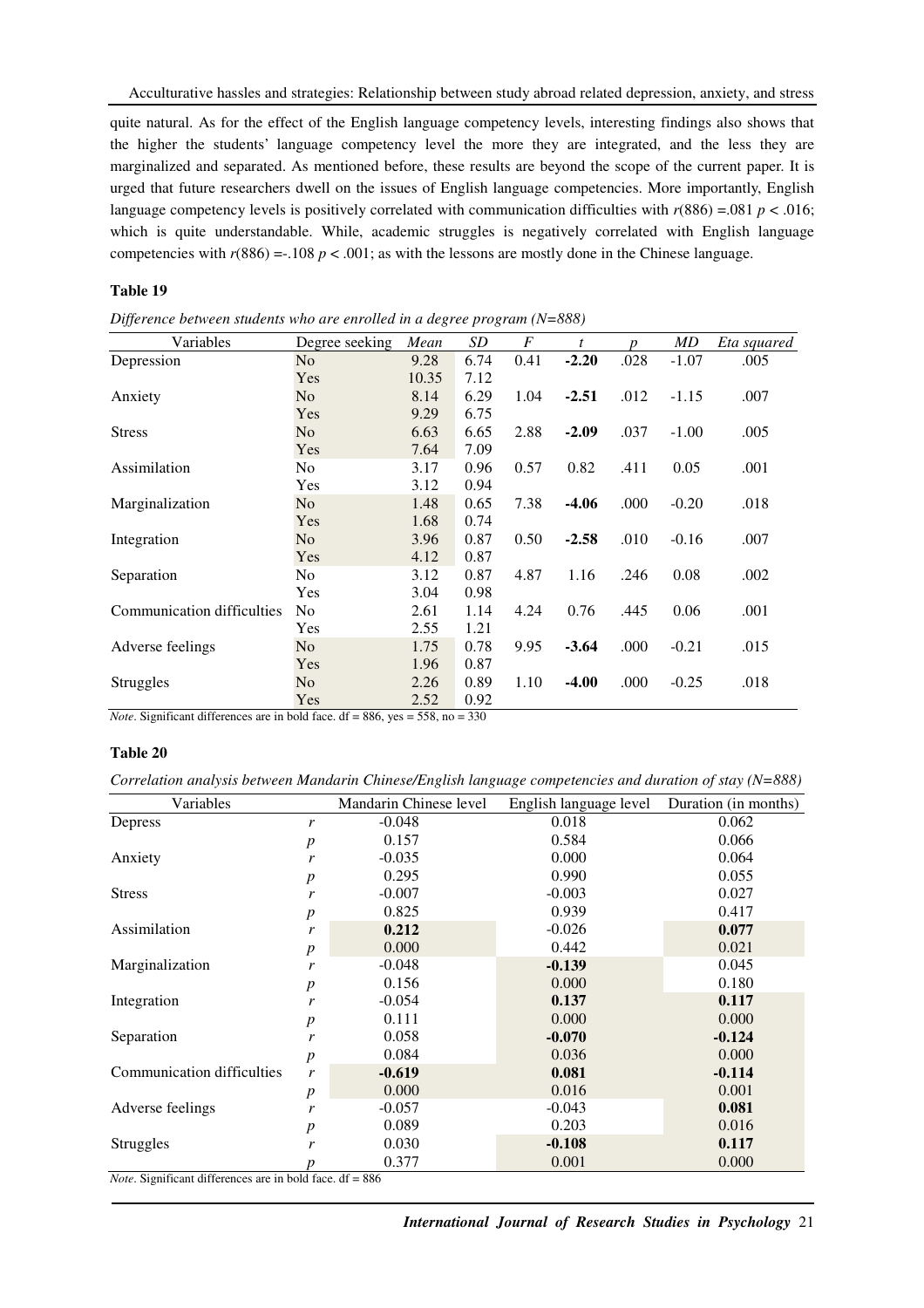quite natural. As for the effect of the English language competency levels, interesting findings also shows that the higher the students' language competency level the more they are integrated, and the less they are marginalized and separated. As mentioned before, these results are beyond the scope of the current paper. It is urged that future researchers dwell on the issues of English language competencies. More importantly, English language competency levels is positively correlated with communication difficulties with $r(886) = .081$ $p < .016$; which is quite understandable. While, academic struggles is negatively correlated with English language competencies with $r(886) = -.108$ $p < .001$; as with the lessons are mostly done in the Chinese language.

**Table 19**

*Difference between students who are enrolled in a degree program (N=888)*

| Variables | Degree seeking | *Mean* | *SD* | *F* | *t* | *p* | *MD* | *Eta squared* |
|---|---|---|---|---|---|---|---|---|
| Depression | No | 9.28 | 6.74 | 0.41 | **-2.20** | .028 | -1.07 | .005 |
| | Yes | 10.35 | 7.12 | | | | | |
| Anxiety | No | 8.14 | 6.29 | 1.04 | **-2.51** | .012 | -1.15 | .007 |
| | Yes | 9.29 | 6.75 | | | | | |
| Stress | No | 6.63 | 6.65 | 2.88 | **-2.09** | .037 | -1.00 | .005 |
| | Yes | 7.64 | 7.09 | | | | | |
| Assimilation | No | 3.17 | 0.96 | 0.57 | 0.82 | .411 | 0.05 | .001 |
| | Yes | 3.12 | 0.94 | | | | | |
| Marginalization | No | 1.48 | 0.65 | 7.38 | **-4.06** | .000 | -0.20 | .018 |
| | Yes | 1.68 | 0.74 | | | | | |
| Integration | No | 3.96 | 0.87 | 0.50 | **-2.58** | .010 | -0.16 | .007 |
| | Yes | 4.12 | 0.87 | | | | | |
| Separation | No | 3.12 | 0.87 | 4.87 | 1.16 | .246 | 0.08 | .002 |
| | Yes | 3.04 | 0.98 | | | | | |
| Communication difficulties | No | 2.61 | 1.14 | 4.24 | 0.76 | .445 | 0.06 | .001 |
| | Yes | 2.55 | 1.21 | | | | | |
| Adverse feelings | No | 1.75 | 0.78 | 9.95 | **-3.64** | .000 | -0.21 | .015 |
| | Yes | 1.96 | 0.87 | | | | | |
| Struggles | No | 2.26 | 0.89 | 1.10 | **-4.00** | .000 | -0.25 | .018 |
| | Yes | 2.52 | 0.92 | | | | | |

*Note*. Significant differences are in bold face. df = 886, yes = 558, no = 330

**Table 20**

*Correlation analysis between Mandarin Chinese/English language competencies and duration of stay (N=888)*

| Variables | | Mandarin Chinese level | English language level | Duration (in months) |
|---|---|---|---|---|
| Depress | *r* | -0.048 | 0.018 | 0.062 |
| | *p* | 0.157 | 0.584 | 0.066 |
| Anxiety | *r* | -0.035 | 0.000 | 0.064 |
| | *p* | 0.295 | 0.990 | 0.055 |
| Stress | *r* | -0.007 | -0.003 | 0.027 |
| | *p* | 0.825 | 0.939 | 0.417 |
| Assimilation | *r* | **0.212** | -0.026 | **0.077** |
| | *p* | 0.000 | 0.442 | 0.021 |
| Marginalization | *r* | -0.048 | **-0.139** | 0.045 |
| | *p* | 0.156 | 0.000 | 0.180 |
| Integration | *r* | -0.054 | **0.137** | **0.117** |
| | *p* | 0.111 | 0.000 | 0.000 |
| Separation | *r* | 0.058 | **-0.070** | **-0.124** |
| | *p* | 0.084 | 0.036 | 0.000 |
| Communication difficulties | *r* | **-0.619** | **0.081** | **-0.114** |
| | *p* | 0.000 | 0.016 | 0.001 |
| Adverse feelings | *r* | -0.057 | -0.043 | **0.081** |
| | *p* | 0.089 | 0.203 | 0.016 |
| Struggles | *r* | 0.030 | **-0.108** | **0.117** |
| | *p* | 0.377 | 0.001 | 0.000 |

*Note*. Significant differences are in bold face. df = 886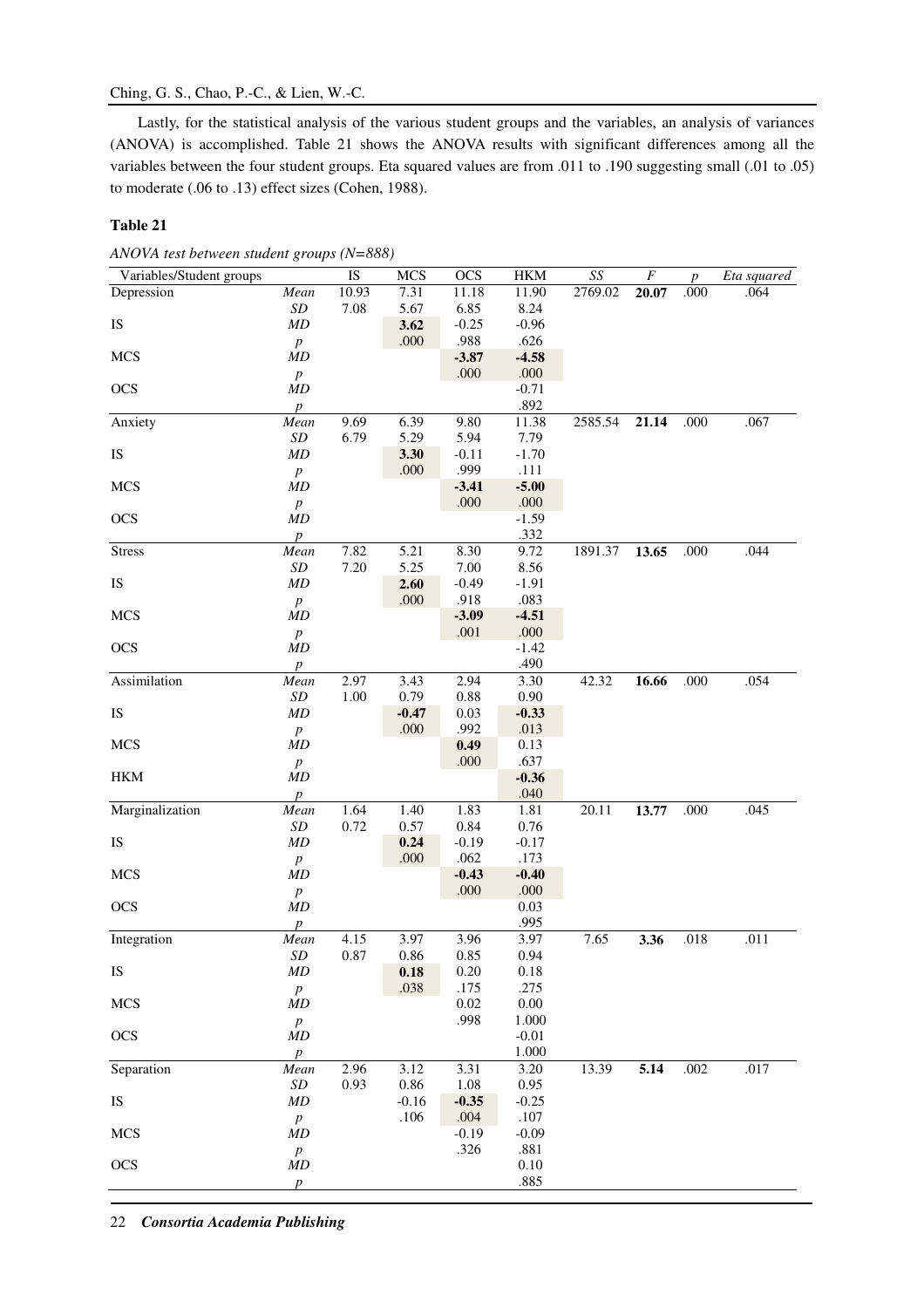Lastly, for the statistical analysis of the various student groups and the variables, an analysis of variances (ANOVA) is accomplished. Table 21 shows the ANOVA results with significant differences among all the variables between the four student groups. Eta squared values are from .011 to .190 suggesting small (.01 to .05) to moderate (.06 to .13) effect sizes (Cohen, 1988).

**Table 21**

*ANOVA test between student groups (N=888)*

| Variables/Student groups | | IS | MCS | OCS | HKM | *SS* | *F* | *p* | *Eta squared* |
|---|---|---|---|---|---|---|---|---|---|
| Depression | *Mean* | 10.93 | 7.31 | 11.18 | 11.90 | 2769.02 | **20.07** | .000 | .064 |
| | *SD* | 7.08 | 5.67 | 6.85 | 8.24 | | | | |
| IS | *MD* | | **3.62** | -0.25 | -0.96 | | | | |
| | *p* | | .000 | .988 | .626 | | | | |
| MCS | *MD* | | | **-3.87** | **-4.58** | | | | |
| | *p* | | | .000 | .000 | | | | |
| OCS | *MD* | | | | -0.71 | | | | |
| | *p* | | | | .892 | | | | |
| Anxiety | *Mean* | 9.69 | 6.39 | 9.80 | 11.38 | 2585.54 | **21.14** | .000 | .067 |
| | *SD* | 6.79 | 5.29 | 5.94 | 7.79 | | | | |
| IS | *MD* | | **3.30** | -0.11 | -1.70 | | | | |
| | *p* | | .000 | .999 | .111 | | | | |
| MCS | *MD* | | | **-3.41** | **-5.00** | | | | |
| | *p* | | | .000 | .000 | | | | |
| OCS | *MD* | | | | -1.59 | | | | |
| | *p* | | | | .332 | | | | |
| Stress | *Mean* | 7.82 | 5.21 | 8.30 | 9.72 | 1891.37 | **13.65** | .000 | .044 |
| | *SD* | 7.20 | 5.25 | 7.00 | 8.56 | | | | |
| IS | *MD* | | **2.60** | -0.49 | -1.91 | | | | |
| | *p* | | .000 | .918 | .083 | | | | |
| MCS | *MD* | | | **-3.09** | **-4.51** | | | | |
| | *p* | | | .001 | .000 | | | | |
| OCS | *MD* | | | | -1.42 | | | | |
| | *p* | | | | .490 | | | | |
| Assimilation | *Mean* | 2.97 | 3.43 | 2.94 | 3.30 | 42.32 | **16.66** | .000 | .054 |
| | *SD* | 1.00 | 0.79 | 0.88 | 0.90 | | | | |
| IS | *MD* | | **-0.47** | 0.03 | **-0.33** | | | | |
| | *p* | | .000 | .992 | .013 | | | | |
| MCS | *MD* | | | **0.49** | 0.13 | | | | |
| | *p* | | | .000 | .637 | | | | |
| HKM | *MD* | | | | **-0.36** | | | | |
| | *p* | | | | .040 | | | | |
| Marginalization | *Mean* | 1.64 | 1.40 | 1.83 | 1.81 | 20.11 | **13.77** | .000 | .045 |
| | *SD* | 0.72 | 0.57 | 0.84 | 0.76 | | | | |
| IS | *MD* | | **0.24** | -0.19 | -0.17 | | | | |
| | *p* | | .000 | .062 | .173 | | | | |
| MCS | *MD* | | | **-0.43** | **-0.40** | | | | |
| | *p* | | | .000 | .000 | | | | |
| OCS | *MD* | | | | 0.03 | | | | |
| | *p* | | | | .995 | | | | |
| Integration | *Mean* | 4.15 | 3.97 | 3.96 | 3.97 | 7.65 | **3.36** | .018 | .011 |
| | *SD* | 0.87 | 0.86 | 0.85 | 0.94 | | | | |
| IS | *MD* | | **0.18** | 0.20 | 0.18 | | | | |
| | *p* | | .038 | .175 | .275 | | | | |
| MCS | *MD* | | | 0.02 | 0.00 | | | | |
| | *p* | | | .998 | 1.000 | | | | |
| OCS | *MD* | | | | -0.01 | | | | |
| | *p* | | | | 1.000 | | | | |
| Separation | *Mean* | 2.96 | 3.12 | 3.31 | 3.20 | 13.39 | **5.14** | .002 | .017 |
| | *SD* | 0.93 | 0.86 | 1.08 | 0.95 | | | | |
| IS | *MD* | | -0.16 | **-0.35** | -0.25 | | | | |
| | *p* | | .106 | .004 | .107 | | | | |
| MCS | *MD* | | | -0.19 | -0.09 | | | | |
| | *p* | | | .326 | .881 | | | | |
| OCS | *MD* | | | | 0.10 | | | | |
| | *p* | | | | .885 | | | | |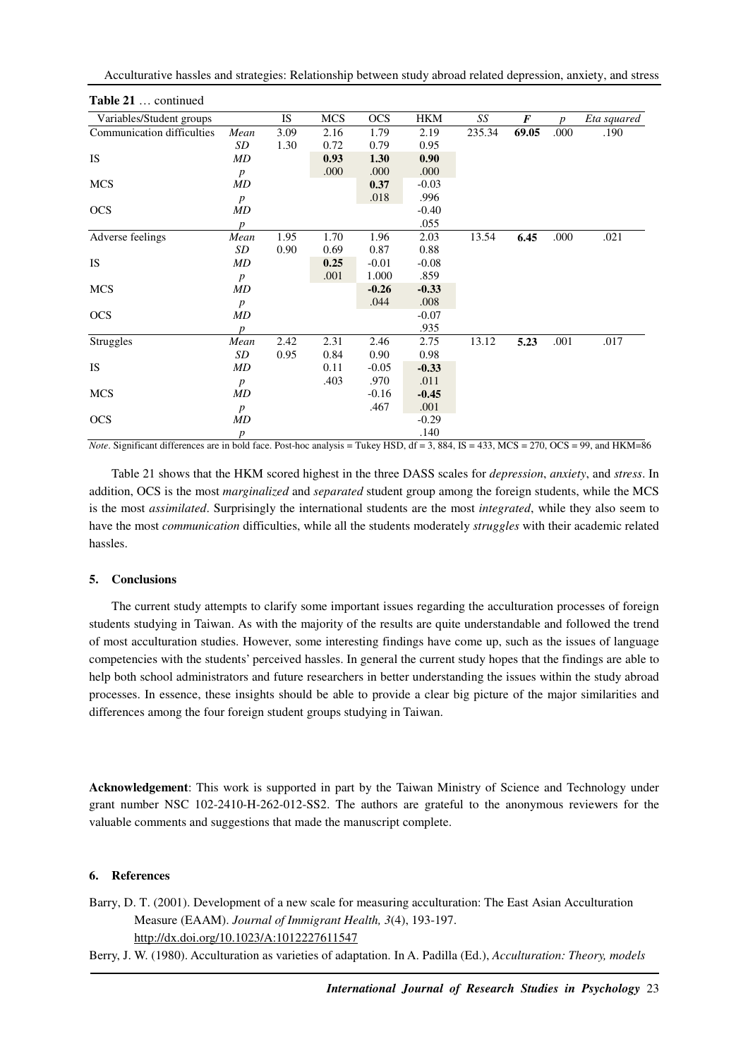**Table 21** … continued

| Variables/Student groups | | IS | MCS | OCS | HKM | *SS* | ***F*** | *p* | *Eta squared* |
|---|---|---|---|---|---|---|---|---|---|
| Communication difficulties | *Mean* | 3.09 | 2.16 | 1.79 | 2.19 | 235.34 | **69.05** | .000 | .190 |
| | *SD* | 1.30 | 0.72 | 0.79 | 0.95 | | | | |
| IS | *MD* | | **0.93** | **1.30** | **0.90** | | | | |
| | *p* | | .000 | .000 | .000 | | | | |
| MCS | *MD* | | | **0.37** | -0.03 | | | | |
| | *p* | | | .018 | .996 | | | | |
| OCS | *MD* | | | | -0.40 | | | | |
| | *p* | | | | .055 | | | | |
| Adverse feelings | *Mean* | 1.95 | 1.70 | 1.96 | 2.03 | 13.54 | **6.45** | .000 | .021 |
| | *SD* | 0.90 | 0.69 | 0.87 | 0.88 | | | | |
| IS | *MD* | | **0.25** | -0.01 | -0.08 | | | | |
| | *p* | | .001 | 1.000 | .859 | | | | |
| MCS | *MD* | | | **-0.26** | **-0.33** | | | | |
| | *p* | | | .044 | .008 | | | | |
| OCS | *MD* | | | | -0.07 | | | | |
| | *p* | | | | .935 | | | | |
| Struggles | *Mean* | 2.42 | 2.31 | 2.46 | 2.75 | 13.12 | **5.23** | .001 | .017 |
| | *SD* | 0.95 | 0.84 | 0.90 | 0.98 | | | | |
| IS | *MD* | | 0.11 | -0.05 | **-0.33** | | | | |
| | *p* | | .403 | .970 | .011 | | | | |
| MCS | *MD* | | | -0.16 | **-0.45** | | | | |
| | *p* | | | .467 | .001 | | | | |
| OCS | *MD* | | | | -0.29 | | | | |
| | *p* | | | | .140 | | | | |

*Note*. Significant differences are in bold face. Post-hoc analysis = Tukey HSD, df = 3, 884, IS = 433, MCS = 270, OCS = 99, and HKM=86

Table 21 shows that the HKM scored highest in the three DASS scales for *depression*, *anxiety*, and *stress*. In addition, OCS is the most *marginalized* and *separated* student group among the foreign students, while the MCS is the most *assimilated*. Surprisingly the international students are the most *integrated*, while they also seem to have the most *communication* difficulties, while all the students moderately *struggles* with their academic related hassles.

## 5. Conclusions

The current study attempts to clarify some important issues regarding the acculturation processes of foreign students studying in Taiwan. As with the majority of the results are quite understandable and followed the trend of most acculturation studies. However, some interesting findings have come up, such as the issues of language competencies with the students' perceived hassles. In general the current study hopes that the findings are able to help both school administrators and future researchers in better understanding the issues within the study abroad processes. In essence, these insights should be able to provide a clear big picture of the major similarities and differences among the four foreign student groups studying in Taiwan.

**Acknowledgement**: This work is supported in part by the Taiwan Ministry of Science and Technology under grant number NSC 102-2410-H-262-012-SS2. The authors are grateful to the anonymous reviewers for the valuable comments and suggestions that made the manuscript complete.

## 6. References

Barry, D. T. (2001). Development of a new scale for measuring acculturation: The East Asian Acculturation Measure (EAAM). *Journal of Immigrant Health, 3*(4), 193-197. http://dx.doi.org/10.1023/A:1012227611547

Berry, J. W. (1980). Acculturation as varieties of adaptation. In A. Padilla (Ed.), *Acculturation: Theory, models*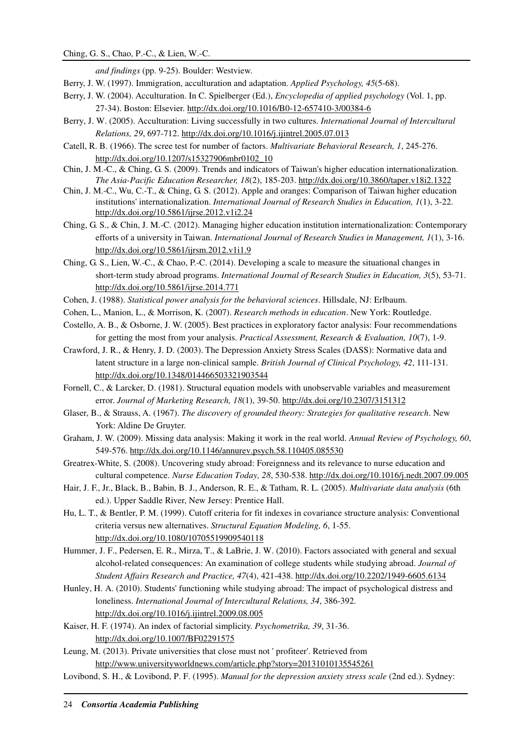*and findings* (pp. 9-25). Boulder: Westview.

Berry, J. W. (1997). Immigration, acculturation and adaptation. *Applied Psychology, 45*(5-68).

Berry, J. W. (2004). Acculturation. In C. Spielberger (Ed.), *Encyclopedia of applied psychology* (Vol. 1, pp. 27-34). Boston: Elsevier. http://dx.doi.org/10.1016/B0-12-657410-3/00384-6

Berry, J. W. (2005). Acculturation: Living successfully in two cultures. *International Journal of Intercultural Relations, 29*, 697-712. http://dx.doi.org/10.1016/j.ijintrel.2005.07.013

Catell, R. B. (1966). The scree test for number of factors. *Multivariate Behavioral Research, 1*, 245-276. http://dx.doi.org/10.1207/s15327906mbr0102_10

Chin, J. M.-C., & Ching, G. S. (2009). Trends and indicators of Taiwan's higher education internationalization. *The Asia-Pacific Education Researcher, 18*(2), 185-203. http://dx.doi.org/10.3860/taper.v18i2.1322

Chin, J. M.-C., Wu, C.-T., & Ching, G. S. (2012). Apple and oranges: Comparison of Taiwan higher education institutions' internationalization. *International Journal of Research Studies in Education, 1*(1), 3-22. http://dx.doi.org/10.5861/ijrse.2012.v1i2.24

Ching, G. S., & Chin, J. M.-C. (2012). Managing higher education institution internationalization: Contemporary efforts of a university in Taiwan. *International Journal of Research Studies in Management, 1*(1), 3-16. http://dx.doi.org/10.5861/ijrsm.2012.v1i1.9

Ching, G. S., Lien, W.-C., & Chao, P.-C. (2014). Developing a scale to measure the situational changes in short-term study abroad programs. *International Journal of Research Studies in Education, 3*(5), 53-71. http://dx.doi.org/10.5861/ijrse.2014.771

Cohen, J. (1988). *Statistical power analysis for the behavioral sciences*. Hillsdale, NJ: Erlbaum.

Cohen, L., Manion, L., & Morrison, K. (2007). *Research methods in education*. New York: Routledge.

Costello, A. B., & Osborne, J. W. (2005). Best practices in exploratory factor analysis: Four recommendations for getting the most from your analysis. *Practical Assessment, Research & Evaluation, 10*(7), 1-9.

Crawford, J. R., & Henry, J. D. (2003). The Depression Anxiety Stress Scales (DASS): Normative data and latent structure in a large non-clinical sample. *British Journal of Clinical Psychology, 42*, 111-131. http://dx.doi.org/10.1348/014466503321903544

Fornell, C., & Larcker, D. (1981). Structural equation models with unobservable variables and measurement error. *Journal of Marketing Research, 18*(1), 39-50. http://dx.doi.org/10.2307/3151312

Glaser, B., & Strauss, A. (1967). *The discovery of grounded theory: Strategies for qualitative research*. New York: Aldine De Gruyter.

Graham, J. W. (2009). Missing data analysis: Making it work in the real world. *Annual Review of Psychology, 60*, 549-576. http://dx.doi.org/10.1146/annurev.psych.58.110405.085530

Greatrex-White, S. (2008). Uncovering study abroad: Foreignness and its relevance to nurse education and cultural competence. *Nurse Education Today, 28*, 530-538. http://dx.doi.org/10.1016/j.nedt.2007.09.005

Hair, J. F., Jr., Black, B., Babin, B. J., Anderson, R. E., & Tatham, R. L. (2005). *Multivariate data analysis* (6th ed.). Upper Saddle River, New Jersey: Prentice Hall.

Hu, L. T., & Bentler, P. M. (1999). Cutoff criteria for fit indexes in covariance structure analysis: Conventional criteria versus new alternatives. *Structural Equation Modeling, 6*, 1-55. http://dx.doi.org/10.1080/10705519909540118

Hummer, J. F., Pedersen, E. R., Mirza, T., & LaBrie, J. W. (2010). Factors associated with general and sexual alcohol-related consequences: An examination of college students while studying abroad. *Journal of Student Affairs Research and Practice, 47*(4), 421-438. http://dx.doi.org/10.2202/1949-6605.6134

Hunley, H. A. (2010). Students' functioning while studying abroad: The impact of psychological distress and loneliness. *International Journal of Intercultural Relations, 34*, 386-392. http://dx.doi.org/10.1016/j.ijintrel.2009.08.005

Kaiser, H. F. (1974). An index of factorial simplicity. *Psychometrika, 39*, 31-36. http://dx.doi.org/10.1007/BF02291575

Leung, M. (2013). Private universities that close must not ' profiteer'. Retrieved from http://www.universityworldnews.com/article.php?story=20131010135545261

Lovibond, S. H., & Lovibond, P. F. (1995). *Manual for the depression anxiety stress scale* (2nd ed.). Sydney: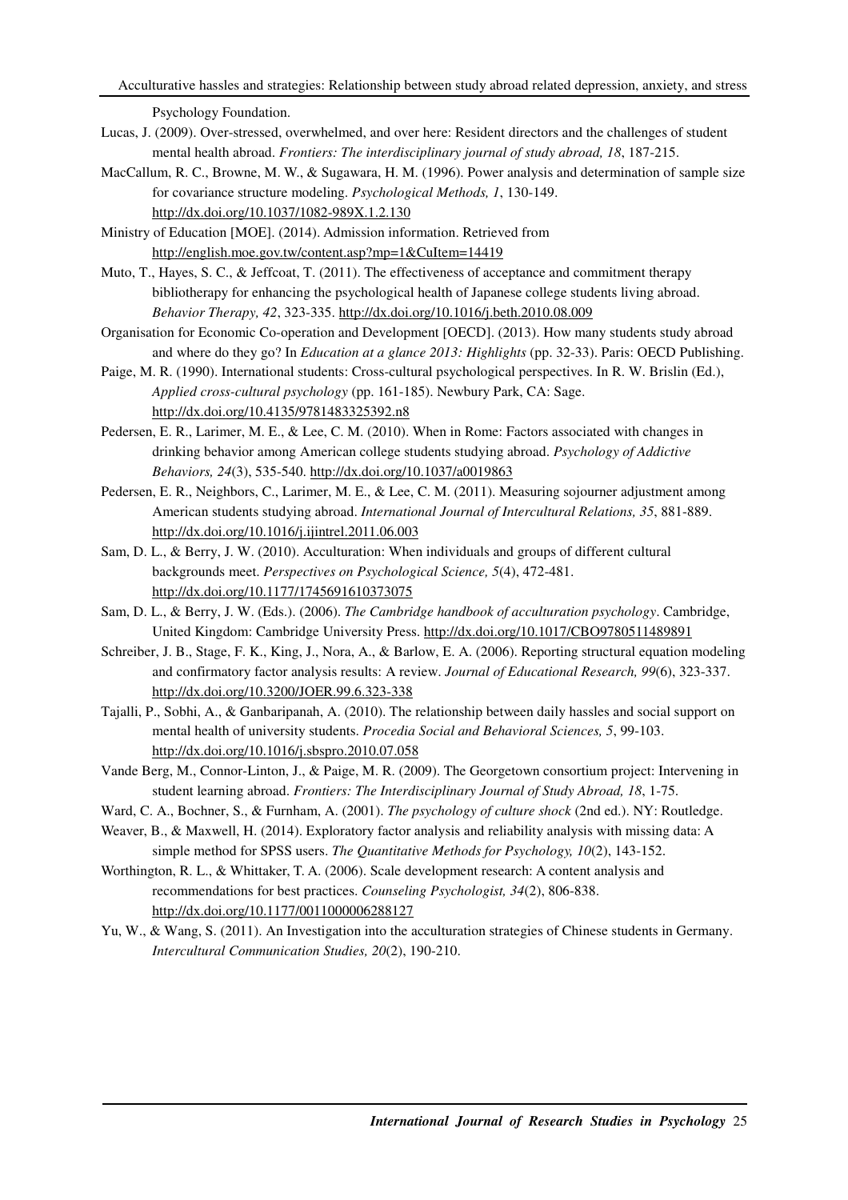Psychology Foundation.

Lucas, J. (2009). Over-stressed, overwhelmed, and over here: Resident directors and the challenges of student mental health abroad. *Frontiers: The interdisciplinary journal of study abroad, 18*, 187-215.

MacCallum, R. C., Browne, M. W., & Sugawara, H. M. (1996). Power analysis and determination of sample size for covariance structure modeling. *Psychological Methods, 1*, 130-149. http://dx.doi.org/10.1037/1082-989X.1.2.130

Ministry of Education [MOE]. (2014). Admission information. Retrieved from http://english.moe.gov.tw/content.asp?mp=1&CuItem=14419

Muto, T., Hayes, S. C., & Jeffcoat, T. (2011). The effectiveness of acceptance and commitment therapy bibliotherapy for enhancing the psychological health of Japanese college students living abroad. *Behavior Therapy, 42*, 323-335. http://dx.doi.org/10.1016/j.beth.2010.08.009

Organisation for Economic Co-operation and Development [OECD]. (2013). How many students study abroad and where do they go? In *Education at a glance 2013: Highlights* (pp. 32-33). Paris: OECD Publishing.

Paige, M. R. (1990). International students: Cross-cultural psychological perspectives. In R. W. Brislin (Ed.), *Applied cross-cultural psychology* (pp. 161-185). Newbury Park, CA: Sage. http://dx.doi.org/10.4135/9781483325392.n8

Pedersen, E. R., Larimer, M. E., & Lee, C. M. (2010). When in Rome: Factors associated with changes in drinking behavior among American college students studying abroad. *Psychology of Addictive Behaviors, 24*(3), 535-540. http://dx.doi.org/10.1037/a0019863

Pedersen, E. R., Neighbors, C., Larimer, M. E., & Lee, C. M. (2011). Measuring sojourner adjustment among American students studying abroad. *International Journal of Intercultural Relations, 35*, 881-889. http://dx.doi.org/10.1016/j.ijintrel.2011.06.003

Sam, D. L., & Berry, J. W. (2010). Acculturation: When individuals and groups of different cultural backgrounds meet. *Perspectives on Psychological Science, 5*(4), 472-481. http://dx.doi.org/10.1177/1745691610373075

Sam, D. L., & Berry, J. W. (Eds.). (2006). *The Cambridge handbook of acculturation psychology*. Cambridge, United Kingdom: Cambridge University Press. http://dx.doi.org/10.1017/CBO9780511489891

Schreiber, J. B., Stage, F. K., King, J., Nora, A., & Barlow, E. A. (2006). Reporting structural equation modeling and confirmatory factor analysis results: A review. *Journal of Educational Research, 99*(6), 323-337. http://dx.doi.org/10.3200/JOER.99.6.323-338

Tajalli, P., Sobhi, A., & Ganbaripanah, A. (2010). The relationship between daily hassles and social support on mental health of university students. *Procedia Social and Behavioral Sciences, 5*, 99-103. http://dx.doi.org/10.1016/j.sbspro.2010.07.058

Vande Berg, M., Connor-Linton, J., & Paige, M. R. (2009). The Georgetown consortium project: Intervening in student learning abroad. *Frontiers: The Interdisciplinary Journal of Study Abroad, 18*, 1-75.

Ward, C. A., Bochner, S., & Furnham, A. (2001). *The psychology of culture shock* (2nd ed.). NY: Routledge.

Weaver, B., & Maxwell, H. (2014). Exploratory factor analysis and reliability analysis with missing data: A simple method for SPSS users. *The Quantitative Methods for Psychology, 10*(2), 143-152.

Worthington, R. L., & Whittaker, T. A. (2006). Scale development research: A content analysis and recommendations for best practices. *Counseling Psychologist, 34*(2), 806-838. http://dx.doi.org/10.1177/0011000006288127

Yu, W., & Wang, S. (2011). An Investigation into the acculturation strategies of Chinese students in Germany. *Intercultural Communication Studies, 20*(2), 190-210.